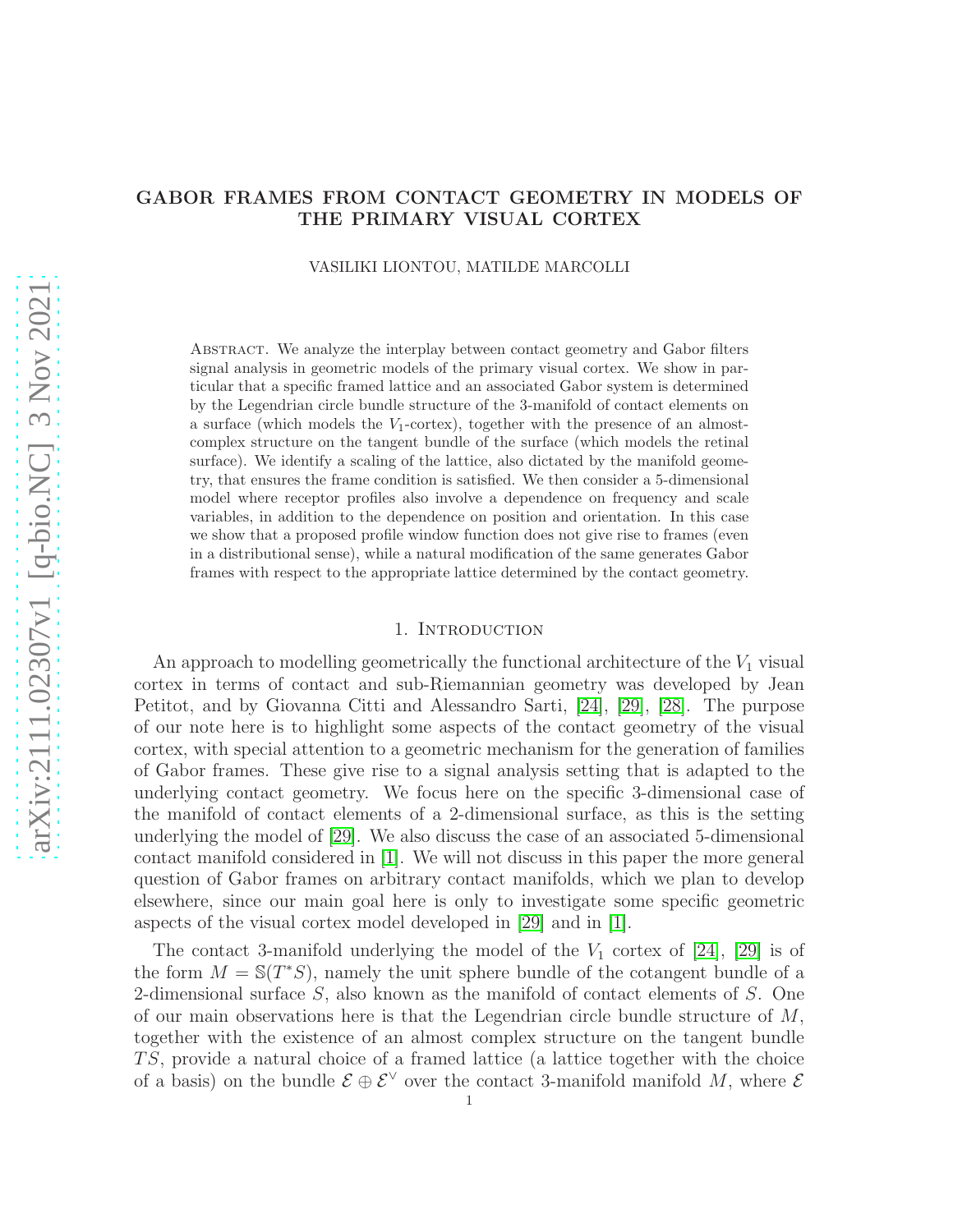# GABOR FRAMES FROM CONTACT GEOMETRY IN MODELS OF THE PRIMARY VISUAL CORTEX

VASILIKI LIONTOU, MATILDE MARCOLLI

Abstract. We analyze the interplay between contact geometry and Gabor filters signal analysis in geometric models of the primary visual cortex. We show in particular that a specific framed lattice and an associated Gabor system is determined by the Legendrian circle bundle structure of the 3-manifold of contact elements on a surface (which models the $V_1$-cortex), together with the presence of an almost-complex structure on the tangent bundle of the surface (which models the retinal surface). We identify a scaling of the lattice, also dictated by the manifold geometry, that ensures the frame condition is satisfied. We then consider a 5-dimensional model where receptor profiles also involve a dependence on frequency and scale variables, in addition to the dependence on position and orientation. In this case we show that a proposed profile window function does not give rise to frames (even in a distributional sense), while a natural modification of the same generates Gabor frames with respect to the appropriate lattice determined by the contact geometry.

## 1. Introduction

An approach to modelling geometrically the functional architecture of the $V_1$ visual cortex in terms of contact and sub-Riemannian geometry was developed by Jean Petitot, and by Giovanna Citti and Alessandro Sarti, [24], [29], [28]. The purpose of our note here is to highlight some aspects of the contact geometry of the visual cortex, with special attention to a geometric mechanism for the generation of families of Gabor frames. These give rise to a signal analysis setting that is adapted to the underlying contact geometry. We focus here on the specific 3-dimensional case of the manifold of contact elements of a 2-dimensional surface, as this is the setting underlying the model of [29]. We also discuss the case of an associated 5-dimensional contact manifold considered in [1]. We will not discuss in this paper the more general question of Gabor frames on arbitrary contact manifolds, which we plan to develop elsewhere, since our main goal here is only to investigate some specific geometric aspects of the visual cortex model developed in [29] and in [1].

The contact 3-manifold underlying the model of the $V_1$ cortex of [24], [29] is of the form $M = \mathbb{S}(T^*S)$, namely the unit sphere bundle of the cotangent bundle of a 2-dimensional surface $S$, also known as the manifold of contact elements of $S$. One of our main observations here is that the Legendrian circle bundle structure of $M$, together with the existence of an almost complex structure on the tangent bundle $TS$, provide a natural choice of a framed lattice (a lattice together with the choice of a basis) on the bundle $\mathcal{E} \oplus \mathcal{E}^\vee$ over the contact 3-manifold manifold $M$, where $\mathcal{E}$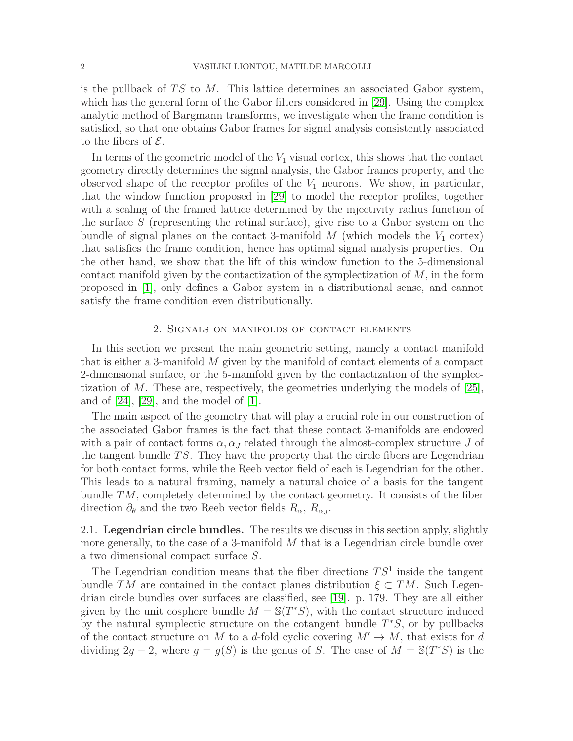is the pullback of $TS$ to $M$. This lattice determines an associated Gabor system, which has the general form of the Gabor filters considered in [29]. Using the complex analytic method of Bargmann transforms, we investigate when the frame condition is satisfied, so that one obtains Gabor frames for signal analysis consistently associated to the fibers of $\mathcal{E}$.

In terms of the geometric model of the $V_1$ visual cortex, this shows that the contact geometry directly determines the signal analysis, the Gabor frames property, and the observed shape of the receptor profiles of the $V_1$ neurons. We show, in particular, that the window function proposed in [29] to model the receptor profiles, together with a scaling of the framed lattice determined by the injectivity radius function of the surface $S$ (representing the retinal surface), give rise to a Gabor system on the bundle of signal planes on the contact 3-manifold $M$ (which models the $V_1$ cortex) that satisfies the frame condition, hence has optimal signal analysis properties. On the other hand, we show that the lift of this window function to the 5-dimensional contact manifold given by the contactization of the symplectization of $M$, in the form proposed in [1], only defines a Gabor system in a distributional sense, and cannot satisfy the frame condition even distributionally.

## 2. Signals on manifolds of contact elements

In this section we present the main geometric setting, namely a contact manifold that is either a 3-manifold $M$ given by the manifold of contact elements of a compact 2-dimensional surface, or the 5-manifold given by the contactization of the symplectization of $M$. These are, respectively, the geometries underlying the models of [25], and of [24], [29], and the model of [1].

The main aspect of the geometry that will play a crucial role in our construction of the associated Gabor frames is the fact that these contact 3-manifolds are endowed with a pair of contact forms $\alpha, \alpha_J$ related through the almost-complex structure $J$ of the tangent bundle $TS$. They have the property that the circle fibers are Legendrian for both contact forms, while the Reeb vector field of each is Legendrian for the other. This leads to a natural framing, namely a natural choice of a basis for the tangent bundle $TM$, completely determined by the contact geometry. It consists of the fiber direction $\partial_\theta$ and the two Reeb vector fields $R_\alpha$, $R_{\alpha_J}$.

**2.1. Legendrian circle bundles.** The results we discuss in this section apply, slightly more generally, to the case of a 3-manifold $M$ that is a Legendrian circle bundle over a two dimensional compact surface $S$.

The Legendrian condition means that the fiber directions $TS^1$ inside the tangent bundle $TM$ are contained in the contact planes distribution $\xi \subset TM$. Such Legendrian circle bundles over surfaces are classified, see [19]. p. 179. They are all either given by the unit cosphere bundle $M = \mathbb{S}(T^*S)$, with the contact structure induced by the natural symplectic structure on the cotangent bundle $T^*S$, or by pullbacks of the contact structure on $M$ to a $d$-fold cyclic covering $M' \to M$, that exists for $d$ dividing $2g - 2$, where $g = g(S)$ is the genus of $S$. The case of $M = \mathbb{S}(T^*S)$ is the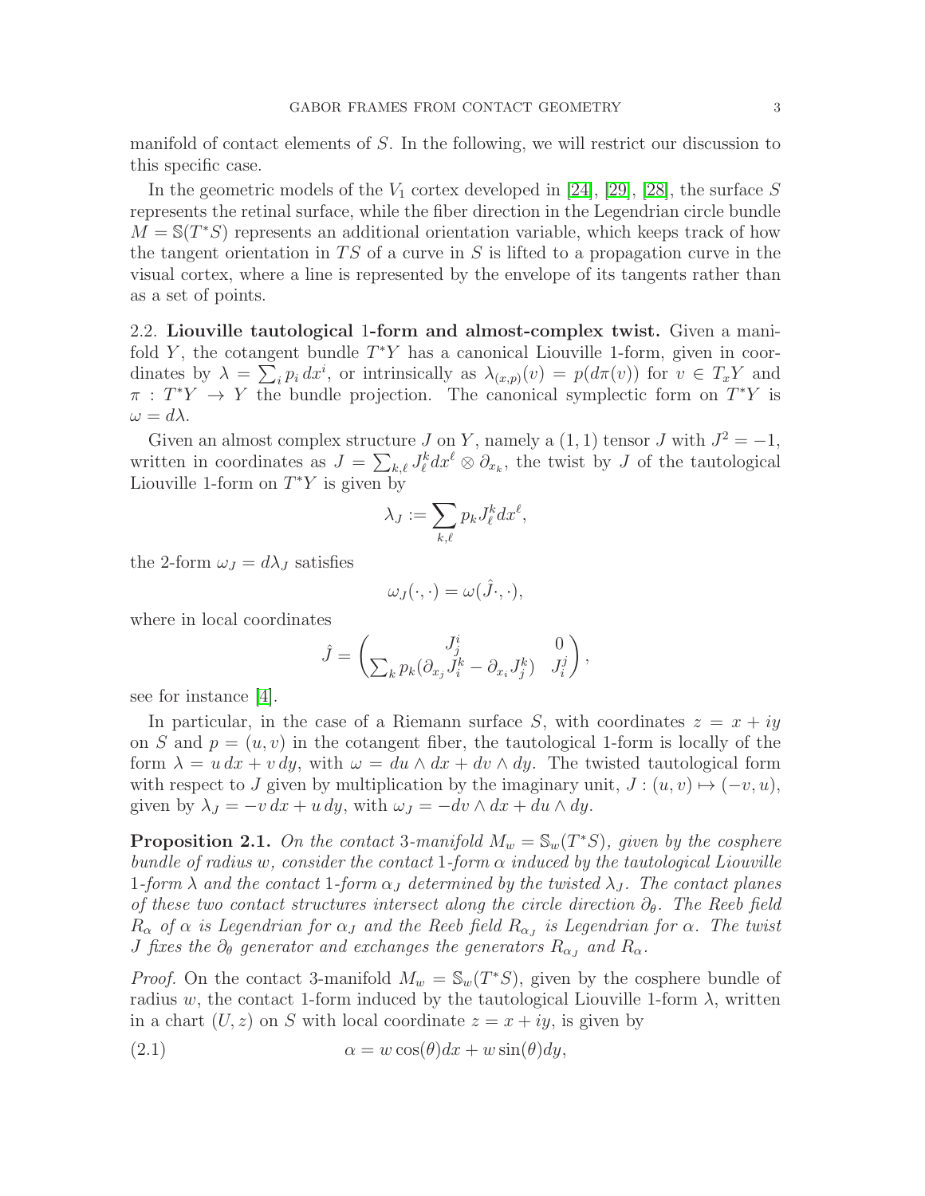manifold of contact elements of $S$. In the following, we will restrict our discussion to this specific case.

In the geometric models of the $V_1$ cortex developed in [24], [29], [28], the surface $S$ represents the retinal surface, while the fiber direction in the Legendrian circle bundle $M = \mathbb{S}(T^*S)$ represents an additional orientation variable, which keeps track of how the tangent orientation in $TS$ of a curve in $S$ is lifted to a propagation curve in the visual cortex, where a line is represented by the envelope of its tangents rather than as a set of points.

2.2. **Liouville tautological 1-form and almost-complex twist.** Given a manifold $Y$, the cotangent bundle $T^*Y$ has a canonical Liouville 1-form, given in coordinates by $\lambda = \sum_i p_i \, dx^i$, or intrinsically as $\lambda_{(x,p)}(v) = p(d\pi(v))$ for $v \in T_x Y$ and $\pi : T^*Y \to Y$ the bundle projection. The canonical symplectic form on $T^*Y$ is $\omega = d\lambda$.

Given an almost complex structure $J$ on $Y$, namely a $(1,1)$ tensor $J$ with $J^2 = -1$, written in coordinates as $J = \sum_{k,\ell} J^k_\ell dx^\ell \otimes \partial_{x_k}$, the twist by $J$ of the tautological Liouville 1-form on $T^*Y$ is given by

$$\lambda_J := \sum_{k,\ell} p_k J^k_\ell dx^\ell,$$

the 2-form $\omega_J = d\lambda_J$ satisfies

$$\omega_J(\cdot,\cdot) = \omega(\hat{J}\cdot,\cdot),$$

where in local coordinates

$$\hat{J} = \begin{pmatrix} J^i_j & 0 \\ \sum_k p_k(\partial_{x_j} J^k_i - \partial_{x_i} J^k_j) & J^j_i \end{pmatrix},$$

see for instance [4].

In particular, in the case of a Riemann surface $S$, with coordinates $z = x + iy$ on $S$ and $p = (u, v)$ in the cotangent fiber, the tautological 1-form is locally of the form $\lambda = u \, dx + v \, dy$, with $\omega = du \wedge dx + dv \wedge dy$. The twisted tautological form with respect to $J$ given by multiplication by the imaginary unit, $J : (u, v) \mapsto (-v, u)$, given by $\lambda_J = -v \, dx + u \, dy$, with $\omega_J = -dv \wedge dx + du \wedge dy$.

**Proposition 2.1.** *On the contact 3-manifold $M_w = \mathbb{S}_w(T^*S)$, given by the cosphere bundle of radius $w$, consider the contact 1-form $\alpha$ induced by the tautological Liouville 1-form $\lambda$ and the contact 1-form $\alpha_J$ determined by the twisted $\lambda_J$. The contact planes of these two contact structures intersect along the circle direction $\partial_\theta$. The Reeb field $R_\alpha$ of $\alpha$ is Legendrian for $\alpha_J$ and the Reeb field $R_{\alpha_J}$ is Legendrian for $\alpha$. The twist $J$ fixes the $\partial_\theta$ generator and exchanges the generators $R_{\alpha_J}$ and $R_\alpha$.*

*Proof.* On the contact 3-manifold $M_w = \mathbb{S}_w(T^*S)$, given by the cosphere bundle of radius $w$, the contact 1-form induced by the tautological Liouville 1-form $\lambda$, written in a chart $(U, z)$ on $S$ with local coordinate $z = x + iy$, is given by

$$\alpha = w\cos(\theta)dx + w\sin(\theta)dy, \tag{2.1}$$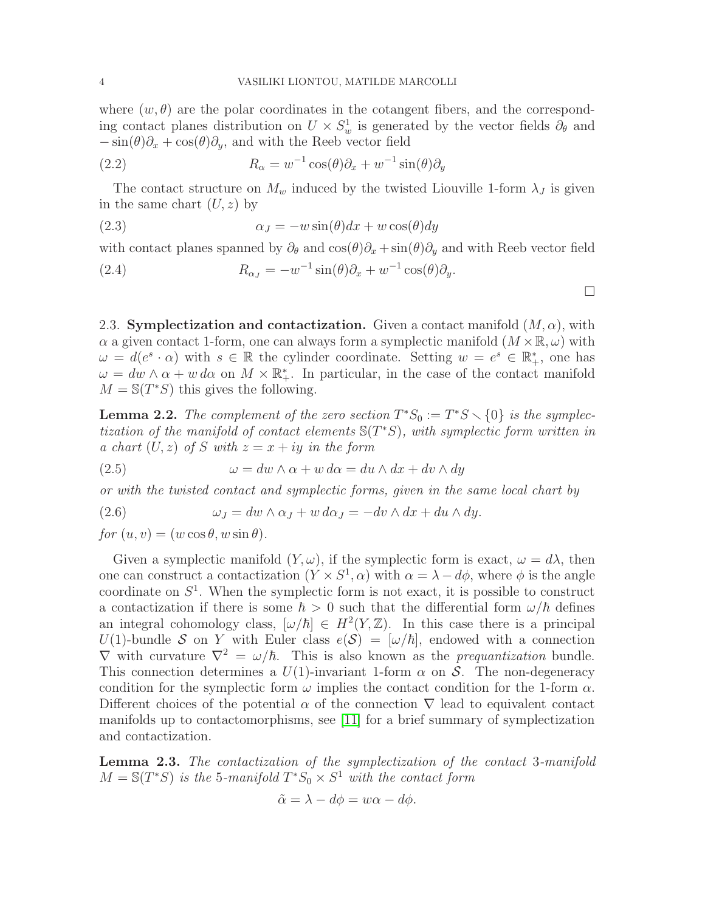where $(w, \theta)$ are the polar coordinates in the cotangent fibers, and the corresponding contact planes distribution on $U \times S^1_w$ is generated by the vector fields $\partial_\theta$ and $-\sin(\theta)\partial_x + \cos(\theta)\partial_y$, and with the Reeb vector field

$$R_\alpha = w^{-1}\cos(\theta)\partial_x + w^{-1}\sin(\theta)\partial_y \tag{2.2}$$

The contact structure on $M_w$ induced by the twisted Liouville 1-form $\lambda_J$ is given in the same chart $(U, z)$ by

$$\alpha_J = -w\sin(\theta)dx + w\cos(\theta)dy \tag{2.3}$$

with contact planes spanned by $\partial_\theta$ and $\cos(\theta)\partial_x + \sin(\theta)\partial_y$ and with Reeb vector field

$$R_{\alpha_J} = -w^{-1}\sin(\theta)\partial_x + w^{-1}\cos(\theta)\partial_y. \tag{2.4}$$

□

2.3. **Symplectization and contactization.** Given a contact manifold $(M, \alpha)$, with $\alpha$ a given contact 1-form, one can always form a symplectic manifold $(M \times \mathbb{R}, \omega)$ with $\omega = d(e^s \cdot \alpha)$ with $s \in \mathbb{R}$ the cylinder coordinate. Setting $w = e^s \in \mathbb{R}^*_+$, one has $\omega = dw \wedge \alpha + w\, d\alpha$ on $M \times \mathbb{R}^*_+$. In particular, in the case of the contact manifold $M = \mathbb{S}(T^*S)$ this gives the following.

**Lemma 2.2.** *The complement of the zero section $T^*S_0 := T^*S \smallsetminus \{0\}$ is the symplectization of the manifold of contact elements $\mathbb{S}(T^*S)$, with symplectic form written in a chart $(U, z)$ of $S$ with $z = x + iy$ in the form*

$$\omega = dw \wedge \alpha + w\, d\alpha = du \wedge dx + dv \wedge dy \tag{2.5}$$

*or with the twisted contact and symplectic forms, given in the same local chart by*

$$\omega_J = dw \wedge \alpha_J + w\, d\alpha_J = -dv \wedge dx + du \wedge dy. \tag{2.6}$$

*for $(u, v) = (w\cos\theta, w\sin\theta)$.*

Given a symplectic manifold $(Y, \omega)$, if the symplectic form is exact, $\omega = d\lambda$, then one can construct a contactization $(Y \times S^1, \alpha)$ with $\alpha = \lambda - d\phi$, where $\phi$ is the angle coordinate on $S^1$. When the symplectic form is not exact, it is possible to construct a contactization if there is some $\hbar > 0$ such that the differential form $\omega/\hbar$ defines an integral cohomology class, $[\omega/\hbar] \in H^2(Y, \mathbb{Z})$. In this case there is a principal $U(1)$-bundle $\mathcal{S}$ on $Y$ with Euler class $e(\mathcal{S}) = [\omega/\hbar]$, endowed with a connection $\nabla$ with curvature $\nabla^2 = \omega/\hbar$. This is also known as the *prequantization* bundle. This connection determines a $U(1)$-invariant 1-form $\alpha$ on $\mathcal{S}$. The non-degeneracy condition for the symplectic form $\omega$ implies the contact condition for the 1-form $\alpha$. Different choices of the potential $\alpha$ of the connection $\nabla$ lead to equivalent contact manifolds up to contactomorphisms, see [11] for a brief summary of symplectization and contactization.

**Lemma 2.3.** *The contactization of the symplectization of the contact 3-manifold $M = \mathbb{S}(T^*S)$ is the 5-manifold $T^*S_0 \times S^1$ with the contact form*

$$\tilde{\alpha} = \lambda - d\phi = w\alpha - d\phi.$$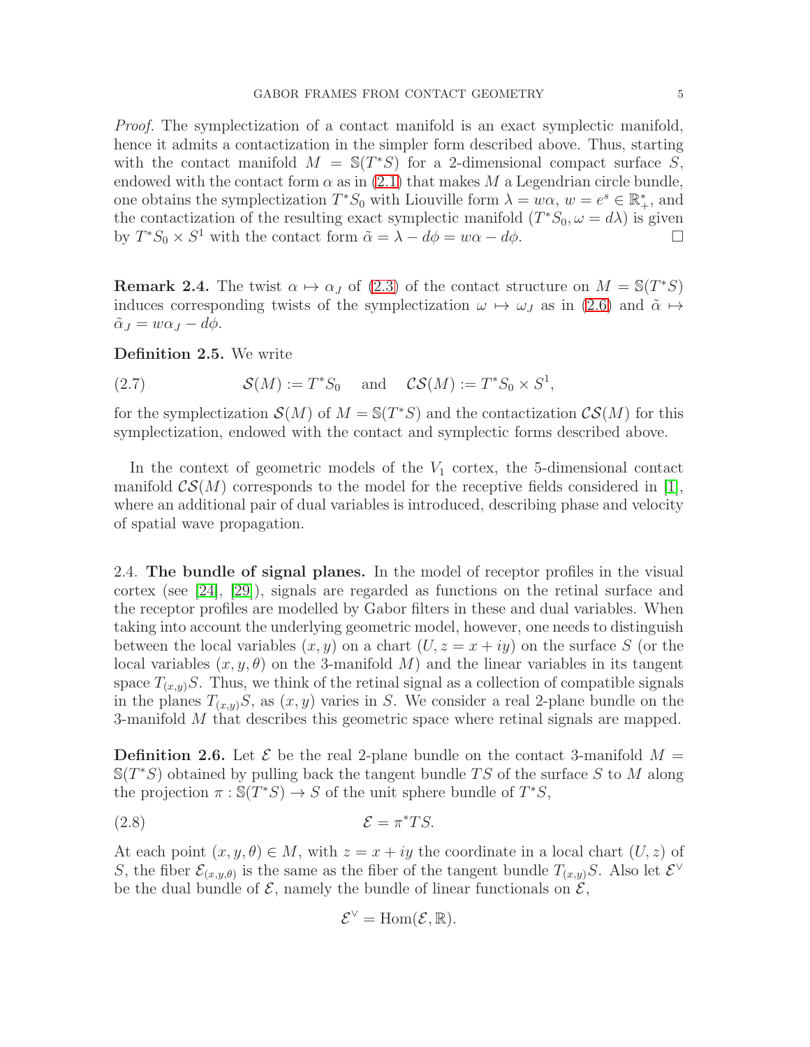*Proof.* The symplectization of a contact manifold is an exact symplectic manifold, hence it admits a contactization in the simpler form described above. Thus, starting with the contact manifold $M = \mathbb{S}(T^*S)$ for a 2-dimensional compact surface $S$, endowed with the contact form $\alpha$ as in (2.1) that makes $M$ a Legendrian circle bundle, one obtains the symplectization $T^*S_0$ with Liouville form $\lambda = w\alpha$, $w = e^s \in \mathbb{R}^*_+$, and the contactization of the resulting exact symplectic manifold $(T^*S_0, \omega = d\lambda)$ is given by $T^*S_0 \times S^1$ with the contact form $\tilde{\alpha} = \lambda - d\phi = w\alpha - d\phi$. □

**Remark 2.4.** The twist $\alpha \mapsto \alpha_J$ of (2.3) of the contact structure on $M = \mathbb{S}(T^*S)$ induces corresponding twists of the symplectization $\omega \mapsto \omega_J$ as in (2.6) and $\tilde{\alpha} \mapsto \tilde{\alpha}_J = w\alpha_J - d\phi$.

**Definition 2.5.** We write

$$\mathcal{S}(M) := T^*S_0 \quad \text{and} \quad \mathcal{CS}(M) := T^*S_0 \times S^1, \tag{2.7}$$

for the symplectization $\mathcal{S}(M)$ of $M = \mathbb{S}(T^*S)$ and the contactization $\mathcal{CS}(M)$ for this symplectization, endowed with the contact and symplectic forms described above.

In the context of geometric models of the $V_1$ cortex, the 5-dimensional contact manifold $\mathcal{CS}(M)$ corresponds to the model for the receptive fields considered in [1], where an additional pair of dual variables is introduced, describing phase and velocity of spatial wave propagation.

2.4. **The bundle of signal planes.** In the model of receptor profiles in the visual cortex (see [24], [29]), signals are regarded as functions on the retinal surface and the receptor profiles are modelled by Gabor filters in these and dual variables. When taking into account the underlying geometric model, however, one needs to distinguish between the local variables $(x, y)$ on a chart $(U, z = x + iy)$ on the surface $S$ (or the local variables $(x, y, \theta)$ on the 3-manifold $M$) and the linear variables in its tangent space $T_{(x,y)}S$. Thus, we think of the retinal signal as a collection of compatible signals in the planes $T_{(x,y)}S$, as $(x, y)$ varies in $S$. We consider a real 2-plane bundle on the 3-manifold $M$ that describes this geometric space where retinal signals are mapped.

**Definition 2.6.** Let $\mathcal{E}$ be the real 2-plane bundle on the contact 3-manifold $M = \mathbb{S}(T^*S)$ obtained by pulling back the tangent bundle $TS$ of the surface $S$ to $M$ along the projection $\pi : \mathbb{S}(T^*S) \to S$ of the unit sphere bundle of $T^*S$,

$$\mathcal{E} = \pi^*TS. \tag{2.8}$$

At each point $(x, y, \theta) \in M$, with $z = x + iy$ the coordinate in a local chart $(U, z)$ of $S$, the fiber $\mathcal{E}_{(x,y,\theta)}$ is the same as the fiber of the tangent bundle $T_{(x,y)}S$. Also let $\mathcal{E}^\vee$ be the dual bundle of $\mathcal{E}$, namely the bundle of linear functionals on $\mathcal{E}$,

$$\mathcal{E}^\vee = \mathrm{Hom}(\mathcal{E}, \mathbb{R}).$$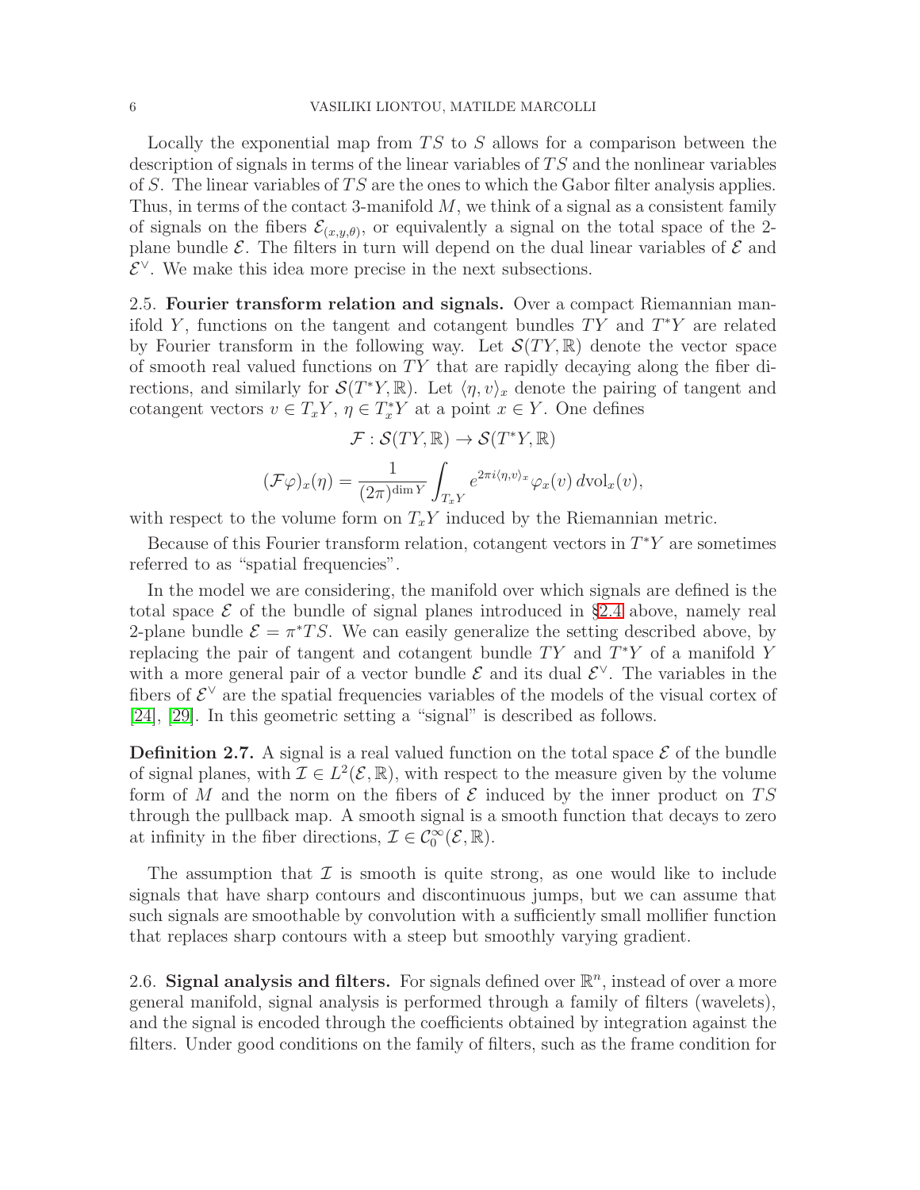Locally the exponential map from $TS$ to $S$ allows for a comparison between the description of signals in terms of the linear variables of $TS$ and the nonlinear variables of $S$. The linear variables of $TS$ are the ones to which the Gabor filter analysis applies. Thus, in terms of the contact 3-manifold $M$, we think of a signal as a consistent family of signals on the fibers $\mathcal{E}_{(x,y,\theta)}$, or equivalently a signal on the total space of the 2-plane bundle $\mathcal{E}$. The filters in turn will depend on the dual linear variables of $\mathcal{E}$ and $\mathcal{E}^\vee$. We make this idea more precise in the next subsections.

**2.5. Fourier transform relation and signals.** Over a compact Riemannian manifold $Y$, functions on the tangent and cotangent bundles $TY$ and $T^*Y$ are related by Fourier transform in the following way. Let $\mathcal{S}(TY, \mathbb{R})$ denote the vector space of smooth real valued functions on $TY$ that are rapidly decaying along the fiber directions, and similarly for $\mathcal{S}(T^*Y, \mathbb{R})$. Let $\langle \eta, v \rangle_x$ denote the pairing of tangent and cotangent vectors $v \in T_xY$, $\eta \in T^*_xY$ at a point $x \in Y$. One defines

$$\mathcal{F} : \mathcal{S}(TY, \mathbb{R}) \to \mathcal{S}(T^*Y, \mathbb{R})$$

$$(\mathcal{F}\varphi)_x(\eta) = \frac{1}{(2\pi)^{\dim Y}} \int_{T_xY} e^{2\pi i \langle \eta, v \rangle_x} \varphi_x(v) \, d\mathrm{vol}_x(v),$$

with respect to the volume form on $T_xY$ induced by the Riemannian metric.

Because of this Fourier transform relation, cotangent vectors in $T^*Y$ are sometimes referred to as "spatial frequencies".

In the model we are considering, the manifold over which signals are defined is the total space $\mathcal{E}$ of the bundle of signal planes introduced in §2.4 above, namely real 2-plane bundle $\mathcal{E} = \pi^*TS$. We can easily generalize the setting described above, by replacing the pair of tangent and cotangent bundle $TY$ and $T^*Y$ of a manifold $Y$ with a more general pair of a vector bundle $\mathcal{E}$ and its dual $\mathcal{E}^\vee$. The variables in the fibers of $\mathcal{E}^\vee$ are the spatial frequencies variables of the models of the visual cortex of [24], [29]. In this geometric setting a "signal" is described as follows.

**Definition 2.7.** A signal is a real valued function on the total space $\mathcal{E}$ of the bundle of signal planes, with $\mathcal{I} \in L^2(\mathcal{E}, \mathbb{R})$, with respect to the measure given by the volume form of $M$ and the norm on the fibers of $\mathcal{E}$ induced by the inner product on $TS$ through the pullback map. A smooth signal is a smooth function that decays to zero at infinity in the fiber directions, $\mathcal{I} \in \mathcal{C}^\infty_0(\mathcal{E}, \mathbb{R})$.

The assumption that $\mathcal{I}$ is smooth is quite strong, as one would like to include signals that have sharp contours and discontinuous jumps, but we can assume that such signals are smoothable by convolution with a sufficiently small mollifier function that replaces sharp contours with a steep but smoothly varying gradient.

**2.6. Signal analysis and filters.** For signals defined over $\mathbb{R}^n$, instead of over a more general manifold, signal analysis is performed through a family of filters (wavelets), and the signal is encoded through the coefficients obtained by integration against the filters. Under good conditions on the family of filters, such as the frame condition for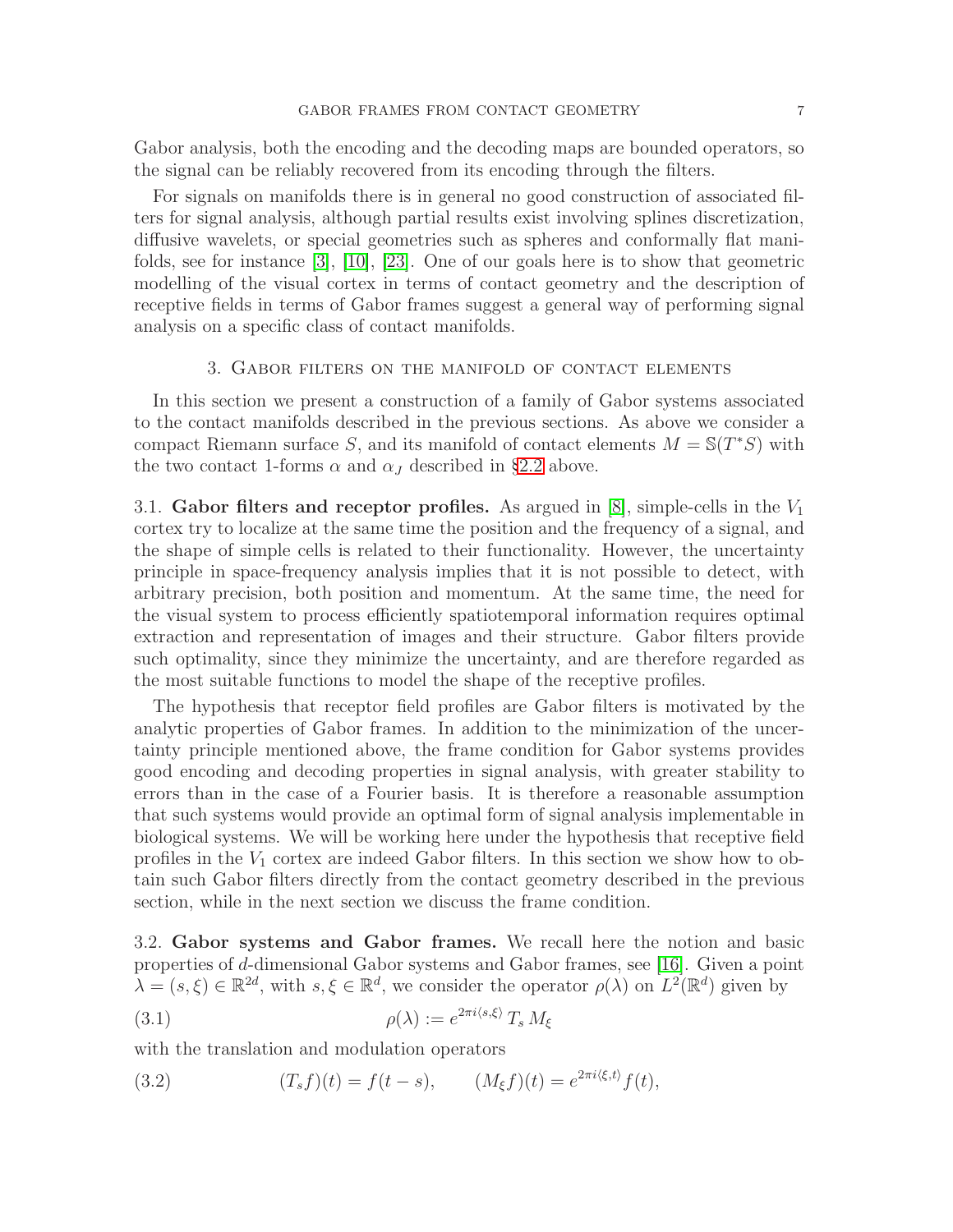Gabor analysis, both the encoding and the decoding maps are bounded operators, so the signal can be reliably recovered from its encoding through the filters.

For signals on manifolds there is in general no good construction of associated filters for signal analysis, although partial results exist involving splines discretization, diffusive wavelets, or special geometries such as spheres and conformally flat manifolds, see for instance [3], [10], [23]. One of our goals here is to show that geometric modelling of the visual cortex in terms of contact geometry and the description of receptive fields in terms of Gabor frames suggest a general way of performing signal analysis on a specific class of contact manifolds.

## 3. Gabor filters on the manifold of contact elements

In this section we present a construction of a family of Gabor systems associated to the contact manifolds described in the previous sections. As above we consider a compact Riemann surface $S$, and its manifold of contact elements $M = \mathbb{S}(T^*S)$ with the two contact 1-forms $\alpha$ and $\alpha_J$ described in §2.2 above.

### 3.1. Gabor filters and receptor profiles.

As argued in [8], simple-cells in the $V_1$ cortex try to localize at the same time the position and the frequency of a signal, and the shape of simple cells is related to their functionality. However, the uncertainty principle in space-frequency analysis implies that it is not possible to detect, with arbitrary precision, both position and momentum. At the same time, the need for the visual system to process efficiently spatiotemporal information requires optimal extraction and representation of images and their structure. Gabor filters provide such optimality, since they minimize the uncertainty, and are therefore regarded as the most suitable functions to model the shape of the receptive profiles.

The hypothesis that receptor field profiles are Gabor filters is motivated by the analytic properties of Gabor frames. In addition to the minimization of the uncertainty principle mentioned above, the frame condition for Gabor systems provides good encoding and decoding properties in signal analysis, with greater stability to errors than in the case of a Fourier basis. It is therefore a reasonable assumption that such systems would provide an optimal form of signal analysis implementable in biological systems. We will be working here under the hypothesis that receptive field profiles in the $V_1$ cortex are indeed Gabor filters. In this section we show how to obtain such Gabor filters directly from the contact geometry described in the previous section, while in the next section we discuss the frame condition.

### 3.2. Gabor systems and Gabor frames.

We recall here the notion and basic properties of $d$-dimensional Gabor systems and Gabor frames, see [16]. Given a point $\lambda = (s, \xi) \in \mathbb{R}^{2d}$, with $s, \xi \in \mathbb{R}^d$, we consider the operator $\rho(\lambda)$ on $L^2(\mathbb{R}^d)$ given by

$$\rho(\lambda) := e^{2\pi i \langle s,\xi\rangle}\, T_s\, M_\xi \tag{3.1}$$

with the translation and modulation operators

$$(T_s f)(t) = f(t-s), \qquad (M_\xi f)(t) = e^{2\pi i \langle \xi, t\rangle} f(t), \tag{3.2}$$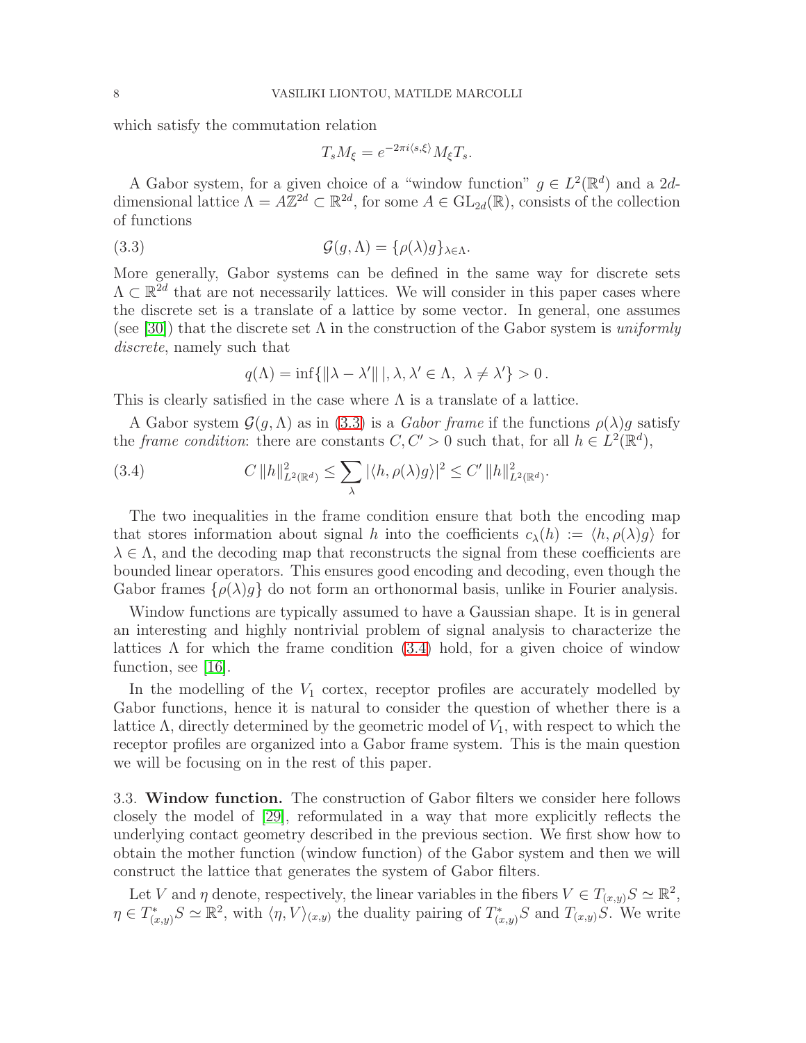which satisfy the commutation relation

$$T_s M_\xi = e^{-2\pi i \langle s, \xi \rangle} M_\xi T_s.$$

A Gabor system, for a given choice of a "window function" $g \in L^2(\mathbb{R}^d)$ and a $2d$-dimensional lattice $\Lambda = A\mathbb{Z}^{2d} \subset \mathbb{R}^{2d}$, for some $A \in \mathrm{GL}_{2d}(\mathbb{R})$, consists of the collection of functions

$$\mathcal{G}(g, \Lambda) = \{\rho(\lambda) g\}_{\lambda \in \Lambda}. \tag{3.3}$$

More generally, Gabor systems can be defined in the same way for discrete sets $\Lambda \subset \mathbb{R}^{2d}$ that are not necessarily lattices. We will consider in this paper cases where the discrete set is a translate of a lattice by some vector. In general, one assumes (see [30]) that the discrete set $\Lambda$ in the construction of the Gabor system is *uniformly discrete*, namely such that

$$q(\Lambda) = \inf\{\|\lambda - \lambda'\| \,|, \lambda, \lambda' \in \Lambda,\ \lambda \neq \lambda'\} > 0\,.$$

This is clearly satisfied in the case where $\Lambda$ is a translate of a lattice.

A Gabor system $\mathcal{G}(g, \Lambda)$ as in (3.3) is a *Gabor frame* if the functions $\rho(\lambda)g$ satisfy the *frame condition*: there are constants $C, C' > 0$ such that, for all $h \in L^2(\mathbb{R}^d)$,

$$C\, \|h\|^2_{L^2(\mathbb{R}^d)} \leq \sum_\lambda |\langle h, \rho(\lambda) g \rangle|^2 \leq C'\, \|h\|^2_{L^2(\mathbb{R}^d)}. \tag{3.4}$$

The two inequalities in the frame condition ensure that both the encoding map that stores information about signal $h$ into the coefficients $c_\lambda(h) := \langle h, \rho(\lambda) g \rangle$ for $\lambda \in \Lambda$, and the decoding map that reconstructs the signal from these coefficients are bounded linear operators. This ensures good encoding and decoding, even though the Gabor frames $\{\rho(\lambda) g\}$ do not form an orthonormal basis, unlike in Fourier analysis.

Window functions are typically assumed to have a Gaussian shape. It is in general an interesting and highly nontrivial problem of signal analysis to characterize the lattices $\Lambda$ for which the frame condition (3.4) hold, for a given choice of window function, see [16].

In the modelling of the $V_1$ cortex, receptor profiles are accurately modelled by Gabor functions, hence it is natural to consider the question of whether there is a lattice $\Lambda$, directly determined by the geometric model of $V_1$, with respect to which the receptor profiles are organized into a Gabor frame system. This is the main question we will be focusing on in the rest of this paper.

3.3. **Window function.** The construction of Gabor filters we consider here follows closely the model of [29], reformulated in a way that more explicitly reflects the underlying contact geometry described in the previous section. We first show how to obtain the mother function (window function) of the Gabor system and then we will construct the lattice that generates the system of Gabor filters.

Let $V$ and $\eta$ denote, respectively, the linear variables in the fibers $V \in T_{(x,y)}S \simeq \mathbb{R}^2$, $\eta \in T^*_{(x,y)}S \simeq \mathbb{R}^2$, with $\langle \eta, V \rangle_{(x,y)}$ the duality pairing of $T^*_{(x,y)}S$ and $T_{(x,y)}S$. We write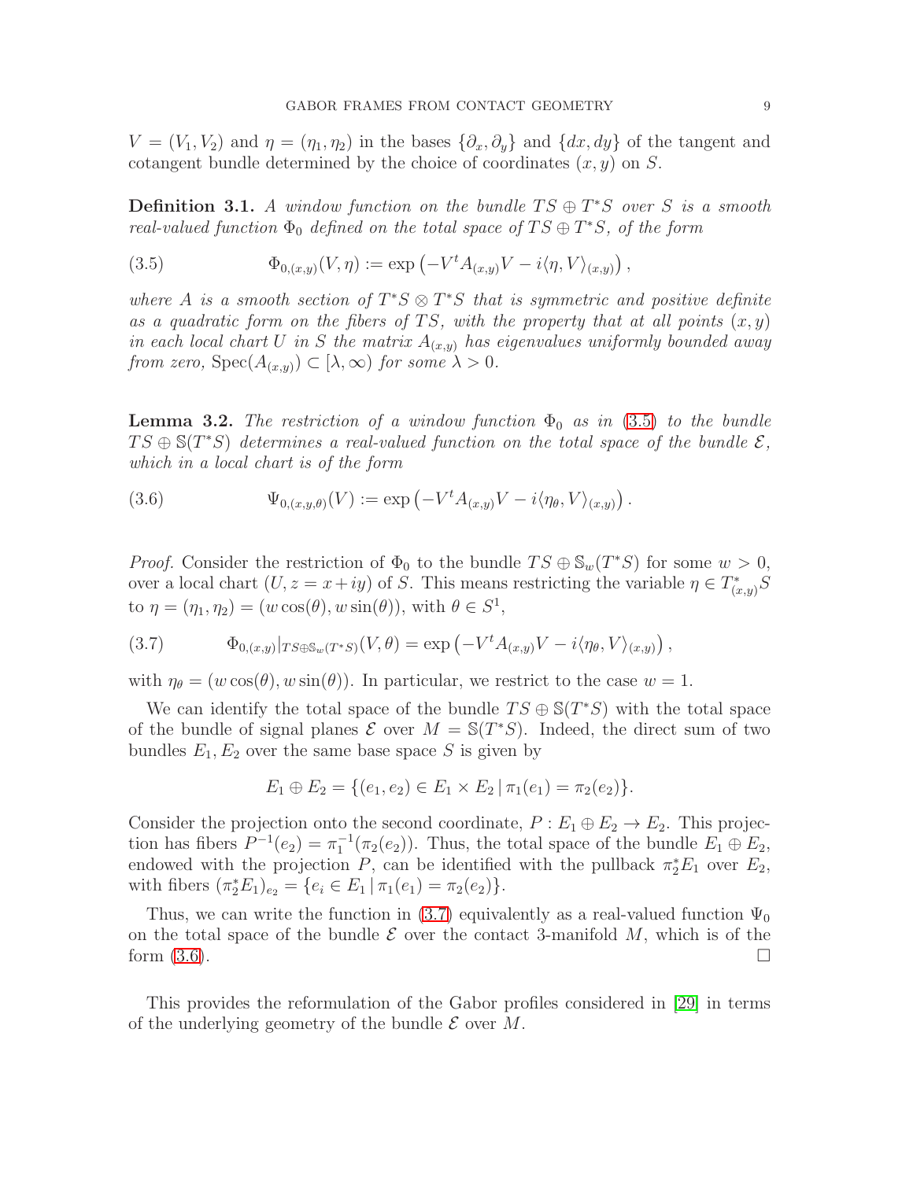$V = (V_1, V_2)$ and $\eta = (\eta_1, \eta_2)$ in the bases $\{\partial_x, \partial_y\}$ and $\{dx, dy\}$ of the tangent and cotangent bundle determined by the choice of coordinates $(x, y)$ on $S$.

**Definition 3.1.** *A window function on the bundle $TS \oplus T^*S$ over $S$ is a smooth real-valued function $\Phi_0$ defined on the total space of $TS \oplus T^*S$, of the form*

$$\Phi_{0,(x,y)}(V, \eta) := \exp\left(-V^t A_{(x,y)} V - i\langle \eta, V\rangle_{(x,y)}\right), \tag{3.5}$$

*where $A$ is a smooth section of $T^*S \otimes T^*S$ that is symmetric and positive definite as a quadratic form on the fibers of $TS$, with the property that at all points $(x, y)$ in each local chart $U$ in $S$ the matrix $A_{(x,y)}$ has eigenvalues uniformly bounded away from zero, $\mathrm{Spec}(A_{(x,y)}) \subset [\lambda, \infty)$ for some $\lambda > 0$.*

**Lemma 3.2.** *The restriction of a window function $\Phi_0$ as in (3.5) to the bundle $TS \oplus \mathbb{S}(T^*S)$ determines a real-valued function on the total space of the bundle $\mathcal{E}$, which in a local chart is of the form*

$$\Psi_{0,(x,y,\theta)}(V) := \exp\left(-V^t A_{(x,y)} V - i\langle \eta_\theta, V\rangle_{(x,y)}\right). \tag{3.6}$$

*Proof.* Consider the restriction of $\Phi_0$ to the bundle $TS \oplus \mathbb{S}_w(T^*S)$ for some $w > 0$, over a local chart $(U, z = x + iy)$ of $S$. This means restricting the variable $\eta \in T^*_{(x,y)}S$ to $\eta = (\eta_1, \eta_2) = (w\cos(\theta), w\sin(\theta))$, with $\theta \in S^1$,

$$\Phi_{0,(x,y)}|_{TS\oplus\mathbb{S}_w(T^*S)}(V, \theta) = \exp\left(-V^t A_{(x,y)} V - i\langle \eta_\theta, V\rangle_{(x,y)}\right), \tag{3.7}$$

with $\eta_\theta = (w\cos(\theta), w\sin(\theta))$. In particular, we restrict to the case $w = 1$.

We can identify the total space of the bundle $TS \oplus \mathbb{S}(T^*S)$ with the total space of the bundle of signal planes $\mathcal{E}$ over $M = \mathbb{S}(T^*S)$. Indeed, the direct sum of two bundles $E_1, E_2$ over the same base space $S$ is given by

$$E_1 \oplus E_2 = \{(e_1, e_2) \in E_1 \times E_2 \,|\, \pi_1(e_1) = \pi_2(e_2)\}.$$

Consider the projection onto the second coordinate, $P : E_1 \oplus E_2 \to E_2$. This projection has fibers $P^{-1}(e_2) = \pi_1^{-1}(\pi_2(e_2))$. Thus, the total space of the bundle $E_1 \oplus E_2$, endowed with the projection $P$, can be identified with the pullback $\pi_2^* E_1$ over $E_2$, with fibers $(\pi_2^* E_1)_{e_2} = \{e_i \in E_1 \,|\, \pi_1(e_1) = \pi_2(e_2)\}$.

Thus, we can write the function in (3.7) equivalently as a real-valued function $\Psi_0$ on the total space of the bundle $\mathcal{E}$ over the contact 3-manifold $M$, which is of the form (3.6). $\square$

This provides the reformulation of the Gabor profiles considered in [29] in terms of the underlying geometry of the bundle $\mathcal{E}$ over $M$.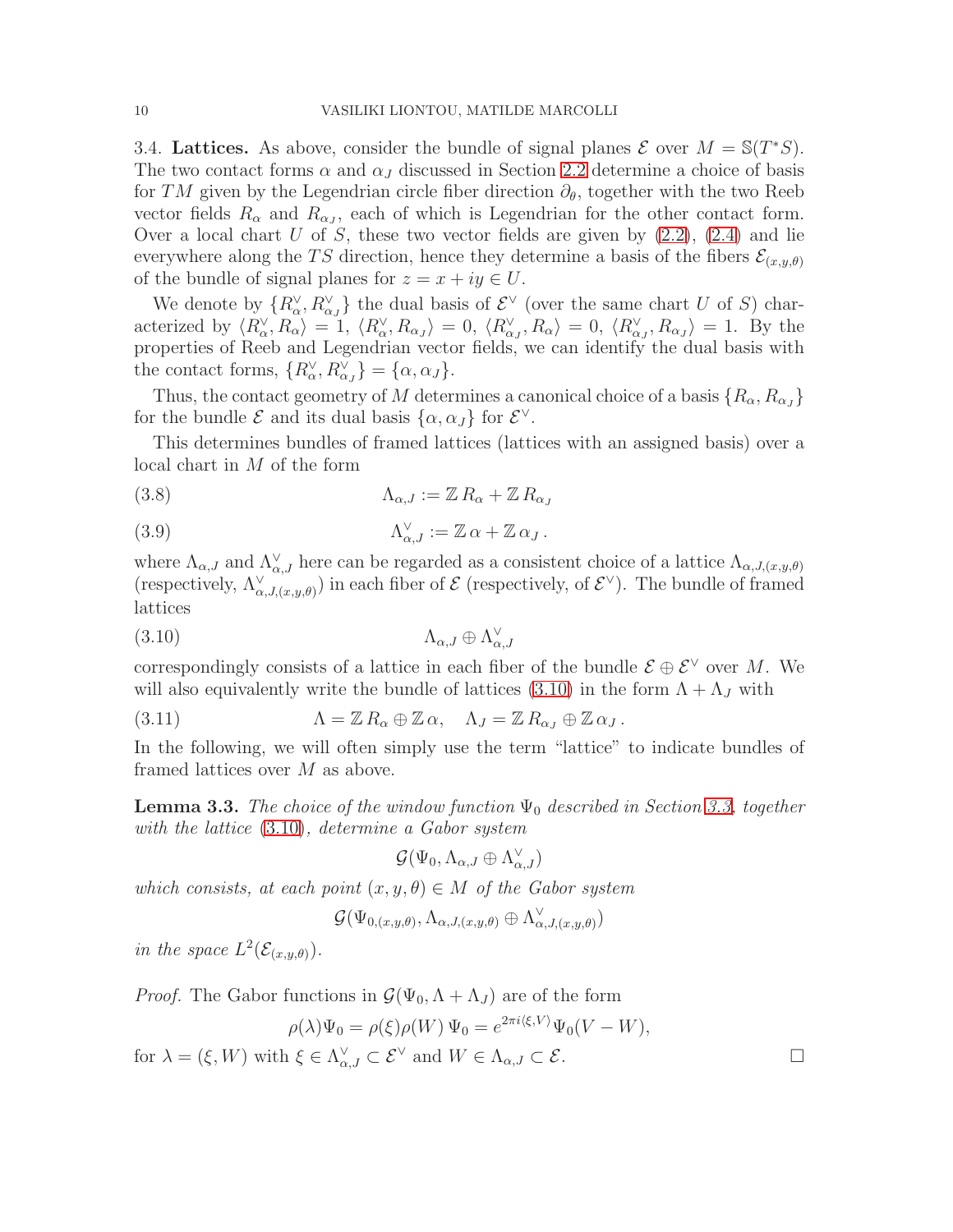3.4. **Lattices.** As above, consider the bundle of signal planes $\mathcal{E}$ over $M = \mathbb{S}(T^*S)$. The two contact forms $\alpha$ and $\alpha_J$ discussed in Section 2.2 determine a choice of basis for $TM$ given by the Legendrian circle fiber direction $\partial_\theta$, together with the two Reeb vector fields $R_\alpha$ and $R_{\alpha_J}$, each of which is Legendrian for the other contact form. Over a local chart $U$ of $S$, these two vector fields are given by (2.2), (2.4) and lie everywhere along the $TS$ direction, hence they determine a basis of the fibers $\mathcal{E}_{(x,y,\theta)}$ of the bundle of signal planes for $z = x + iy \in U$.

We denote by $\{R^\vee_\alpha, R^\vee_{\alpha_J}\}$ the dual basis of $\mathcal{E}^\vee$ (over the same chart $U$ of $S$) characterized by $\langle R^\vee_\alpha, R_\alpha\rangle = 1$, $\langle R^\vee_\alpha, R_{\alpha_J}\rangle = 0$, $\langle R^\vee_{\alpha_J}, R_\alpha\rangle = 0$, $\langle R^\vee_{\alpha_J}, R_{\alpha_J}\rangle = 1$. By the properties of Reeb and Legendrian vector fields, we can identify the dual basis with the contact forms, $\{R^\vee_\alpha, R^\vee_{\alpha_J}\} = \{\alpha, \alpha_J\}$.

Thus, the contact geometry of $M$ determines a canonical choice of a basis $\{R_\alpha, R_{\alpha_J}\}$ for the bundle $\mathcal{E}$ and its dual basis $\{\alpha, \alpha_J\}$ for $\mathcal{E}^\vee$.

This determines bundles of framed lattices (lattices with an assigned basis) over a local chart in $M$ of the form

$$\Lambda_{\alpha,J} := \mathbb{Z}\, R_\alpha + \mathbb{Z}\, R_{\alpha_J} \tag{3.8}$$

$$\Lambda^\vee_{\alpha,J} := \mathbb{Z}\, \alpha + \mathbb{Z}\, \alpha_J\,. \tag{3.9}$$

where $\Lambda_{\alpha,J}$ and $\Lambda^\vee_{\alpha,J}$ here can be regarded as a consistent choice of a lattice $\Lambda_{\alpha,J,(x,y,\theta)}$ (respectively, $\Lambda^\vee_{\alpha,J,(x,y,\theta)}$) in each fiber of $\mathcal{E}$ (respectively, of $\mathcal{E}^\vee$). The bundle of framed lattices

$$\Lambda_{\alpha,J} \oplus \Lambda^\vee_{\alpha,J} \tag{3.10}$$

correspondingly consists of a lattice in each fiber of the bundle $\mathcal{E} \oplus \mathcal{E}^\vee$ over $M$. We will also equivalently write the bundle of lattices (3.10) in the form $\Lambda + \Lambda_J$ with

$$\Lambda = \mathbb{Z}\, R_\alpha \oplus \mathbb{Z}\, \alpha, \quad \Lambda_J = \mathbb{Z}\, R_{\alpha_J} \oplus \mathbb{Z}\, \alpha_J\,. \tag{3.11}$$

In the following, we will often simply use the term "lattice" to indicate bundles of framed lattices over $M$ as above.

**Lemma 3.3.** *The choice of the window function $\Psi_0$ described in Section 3.3, together with the lattice (3.10), determine a Gabor system*

$$\mathcal{G}(\Psi_0, \Lambda_{\alpha,J} \oplus \Lambda^\vee_{\alpha,J})$$

*which consists, at each point $(x, y, \theta) \in M$ of the Gabor system*

$$\mathcal{G}(\Psi_{0,(x,y,\theta)}, \Lambda_{\alpha,J,(x,y,\theta)} \oplus \Lambda^\vee_{\alpha,J,(x,y,\theta)})$$

*in the space $L^2(\mathcal{E}_{(x,y,\theta)})$.*

*Proof.* The Gabor functions in $\mathcal{G}(\Psi_0, \Lambda + \Lambda_J)$ are of the form

$$\rho(\lambda)\Psi_0 = \rho(\xi)\rho(W)\,\Psi_0 = e^{2\pi i \langle \xi, V\rangle}\Psi_0(V - W),$$

for $\lambda = (\xi, W)$ with $\xi \in \Lambda^\vee_{\alpha,J} \subset \mathcal{E}^\vee$ and $W \in \Lambda_{\alpha,J} \subset \mathcal{E}$. $\square$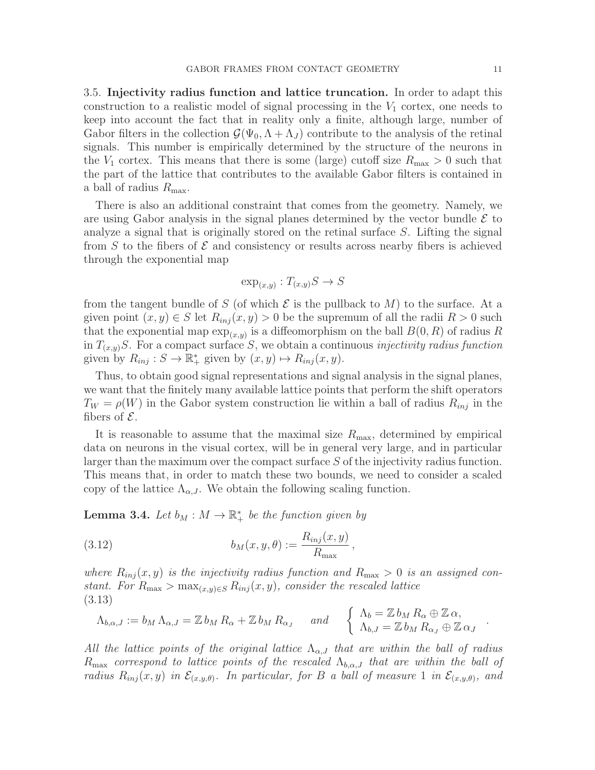3.5. **Injectivity radius function and lattice truncation.** In order to adapt this construction to a realistic model of signal processing in the $V_1$ cortex, one needs to keep into account the fact that in reality only a finite, although large, number of Gabor filters in the collection $\mathcal{G}(\Psi_0, \Lambda + \Lambda_J)$ contribute to the analysis of the retinal signals. This number is empirically determined by the structure of the neurons in the $V_1$ cortex. This means that there is some (large) cutoff size $R_{\max} > 0$ such that the part of the lattice that contributes to the available Gabor filters is contained in a ball of radius $R_{\max}$.

There is also an additional constraint that comes from the geometry. Namely, we are using Gabor analysis in the signal planes determined by the vector bundle $\mathcal{E}$ to analyze a signal that is originally stored on the retinal surface $S$. Lifting the signal from $S$ to the fibers of $\mathcal{E}$ and consistency or results across nearby fibers is achieved through the exponential map

$$\exp_{(x,y)} : T_{(x,y)}S \to S$$

from the tangent bundle of $S$ (of which $\mathcal{E}$ is the pullback to $M$) to the surface. At a given point $(x, y) \in S$ let $R_{inj}(x, y) > 0$ be the supremum of all the radii $R > 0$ such that the exponential map $\exp_{(x,y)}$ is a diffeomorphism on the ball $B(0, R)$ of radius $R$ in $T_{(x,y)}S$. For a compact surface $S$, we obtain a continuous *injectivity radius function* given by $R_{inj} : S \to \mathbb{R}_+^*$ given by $(x, y) \mapsto R_{inj}(x, y)$.

Thus, to obtain good signal representations and signal analysis in the signal planes, we want that the finitely many available lattice points that perform the shift operators $T_W = \rho(W)$ in the Gabor system construction lie within a ball of radius $R_{inj}$ in the fibers of $\mathcal{E}$.

It is reasonable to assume that the maximal size $R_{\max}$, determined by empirical data on neurons in the visual cortex, will be in general very large, and in particular larger than the maximum over the compact surface $S$ of the injectivity radius function. This means that, in order to match these two bounds, we need to consider a scaled copy of the lattice $\Lambda_{\alpha,J}$. We obtain the following scaling function.

**Lemma 3.4.** *Let $b_M : M \to \mathbb{R}_+^*$ be the function given by*

$$b_M(x, y, \theta) := \frac{R_{inj}(x, y)}{R_{\max}}\,, \tag{3.12}$$

*where $R_{inj}(x, y)$ is the injectivity radius function and $R_{\max} > 0$ is an assigned constant. For $R_{\max} > \max_{(x,y)\in S} R_{inj}(x, y)$, consider the rescaled lattice*

$$\Lambda_{b,\alpha,J} := b_M\, \Lambda_{\alpha,J} = \mathbb{Z}\, b_M\, R_\alpha + \mathbb{Z}\, b_M\, R_{\alpha_J} \quad \text{and} \quad \begin{cases} \Lambda_b = \mathbb{Z}\, b_M\, R_\alpha \oplus \mathbb{Z}\, \alpha, \\ \Lambda_{b,J} = \mathbb{Z}\, b_M\, R_{\alpha_J} \oplus \mathbb{Z}\, \alpha_J \end{cases}. \tag{3.13}$$

*All the lattice points of the original lattice $\Lambda_{\alpha,J}$ that are within the ball of radius $R_{\max}$ correspond to lattice points of the rescaled $\Lambda_{b,\alpha,J}$ that are within the ball of radius $R_{inj}(x, y)$ in $\mathcal{E}_{(x,y,\theta)}$. In particular, for $B$ a ball of measure 1 in $\mathcal{E}_{(x,y,\theta)}$, and*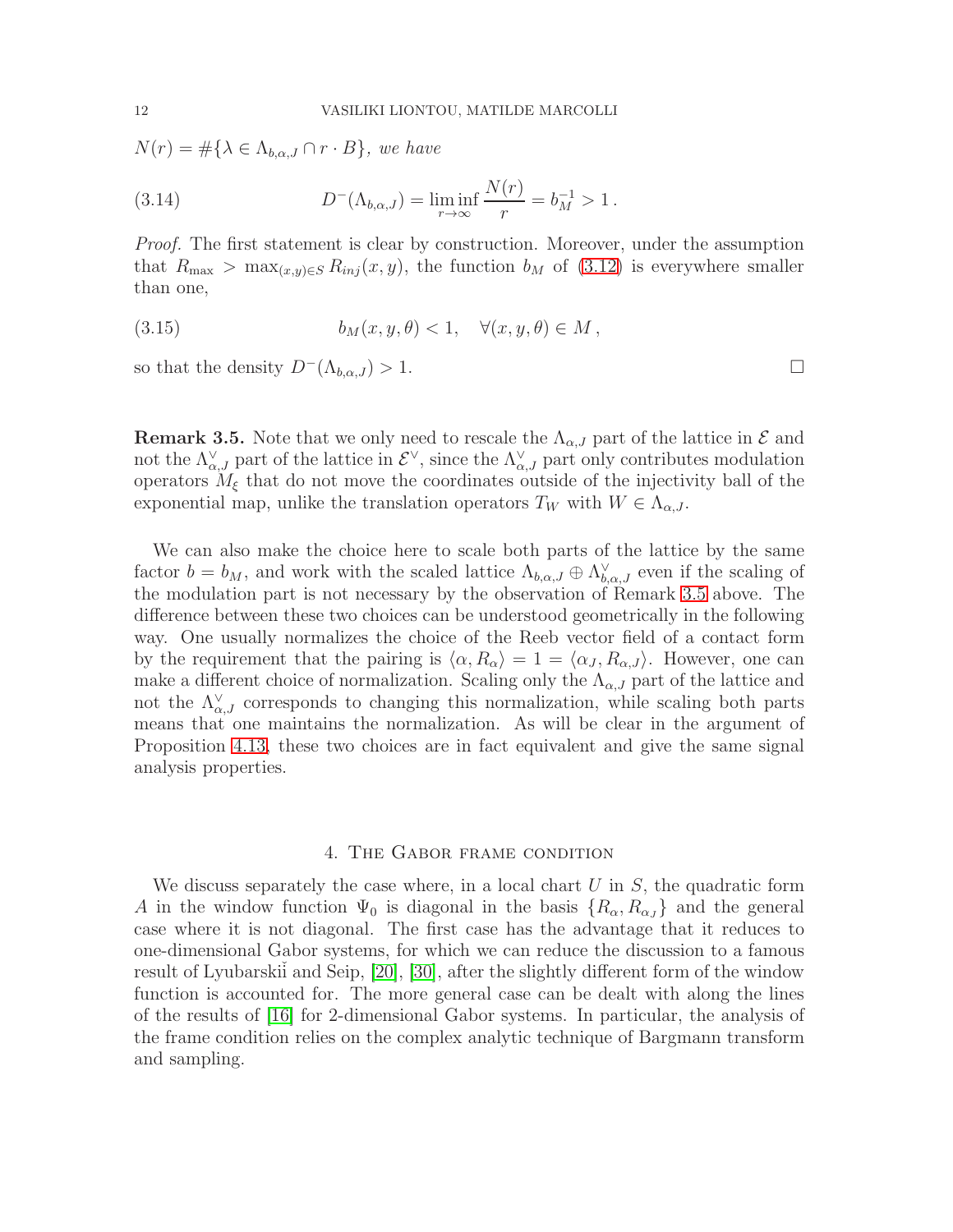$N(r) = \#\{\lambda \in \Lambda_{b,\alpha,J} \cap r \cdot B\}$, *we have*

$$D^-(\Lambda_{b,\alpha,J}) = \liminf_{r\to\infty} \frac{N(r)}{r} = b_M^{-1} > 1 \,. \tag{3.14}$$

*Proof.* The first statement is clear by construction. Moreover, under the assumption that $R_{\max} > \max_{(x,y)\in S} R_{inj}(x,y)$, the function $b_M$ of (3.12) is everywhere smaller than one,

$$b_M(x,y,\theta) < 1, \quad \forall (x,y,\theta) \in M\,, \tag{3.15}$$

so that the density $D^-(\Lambda_{b,\alpha,J}) > 1$. □

**Remark 3.5.** Note that we only need to rescale the $\Lambda_{\alpha,J}$ part of the lattice in $\mathcal{E}$ and not the $\Lambda^\vee_{\alpha,J}$ part of the lattice in $\mathcal{E}^\vee$, since the $\Lambda^\vee_{\alpha,J}$ part only contributes modulation operators $M_\xi$ that do not move the coordinates outside of the injectivity ball of the exponential map, unlike the translation operators $T_W$ with $W \in \Lambda_{\alpha,J}$.

We can also make the choice here to scale both parts of the lattice by the same factor $b = b_M$, and work with the scaled lattice $\Lambda_{b,\alpha,J} \oplus \Lambda^\vee_{b,\alpha,J}$ even if the scaling of the modulation part is not necessary by the observation of Remark 3.5 above. The difference between these two choices can be understood geometrically in the following way. One usually normalizes the choice of the Reeb vector field of a contact form by the requirement that the pairing is $\langle \alpha, R_\alpha\rangle = 1 = \langle \alpha_J, R_{\alpha,J}\rangle$. However, one can make a different choice of normalization. Scaling only the $\Lambda_{\alpha,J}$ part of the lattice and not the $\Lambda^\vee_{\alpha,J}$ corresponds to changing this normalization, while scaling both parts means that one maintains the normalization. As will be clear in the argument of Proposition 4.13, these two choices are in fact equivalent and give the same signal analysis properties.

## 4. The Gabor frame condition

We discuss separately the case where, in a local chart $U$ in $S$, the quadratic form $A$ in the window function $\Psi_0$ is diagonal in the basis $\{R_\alpha, R_{\alpha_J}\}$ and the general case where it is not diagonal. The first case has the advantage that it reduces to one-dimensional Gabor systems, for which we can reduce the discussion to a famous result of Lyubarskiĭ and Seip, [20], [30], after the slightly different form of the window function is accounted for. The more general case can be dealt with along the lines of the results of [16] for 2-dimensional Gabor systems. In particular, the analysis of the frame condition relies on the complex analytic technique of Bargmann transform and sampling.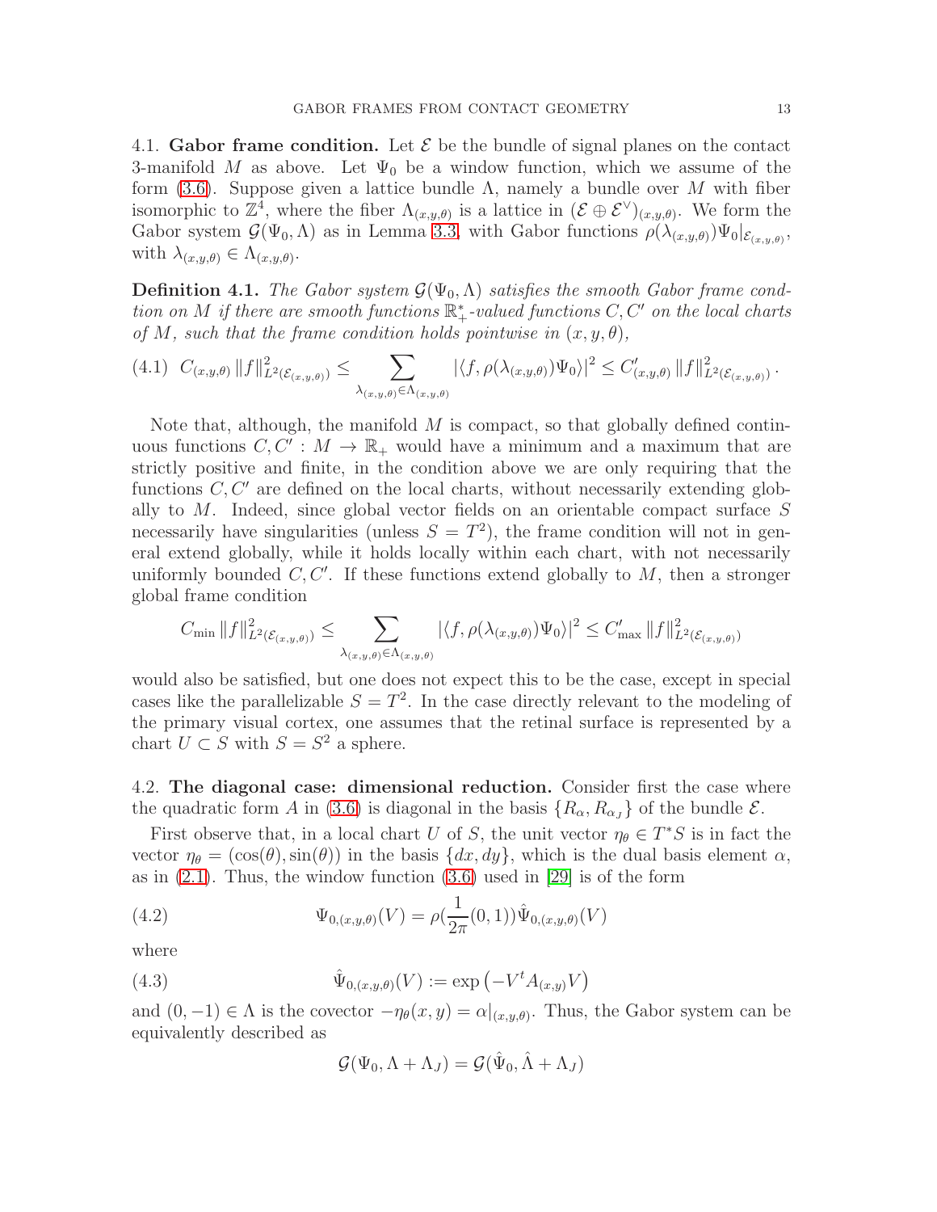4.1. **Gabor frame condition.** Let $\mathcal{E}$ be the bundle of signal planes on the contact 3-manifold $M$ as above. Let $\Psi_0$ be a window function, which we assume of the form (3.6). Suppose given a lattice bundle $\Lambda$, namely a bundle over $M$ with fiber isomorphic to $\mathbb{Z}^4$, where the fiber $\Lambda_{(x,y,\theta)}$ is a lattice in $(\mathcal{E} \oplus \mathcal{E}^\vee)_{(x,y,\theta)}$. We form the Gabor system $\mathcal{G}(\Psi_0, \Lambda)$ as in Lemma 3.3, with Gabor functions $\rho(\lambda_{(x,y,\theta)})\Psi_0|_{\mathcal{E}_{(x,y,\theta)}}$, with $\lambda_{(x,y,\theta)} \in \Lambda_{(x,y,\theta)}$.

**Definition 4.1.** *The Gabor system $\mathcal{G}(\Psi_0, \Lambda)$ satisfies the smooth Gabor frame condition on $M$ if there are smooth functions $\mathbb{R}_+^*$-valued functions $C, C'$ on the local charts of $M$, such that the frame condition holds pointwise in $(x, y, \theta)$,*

$$C_{(x,y,\theta)} \, \|f\|^2_{L^2(\mathcal{E}_{(x,y,\theta)})} \leq \sum_{\lambda_{(x,y,\theta)} \in \Lambda_{(x,y,\theta)}} |\langle f, \rho(\lambda_{(x,y,\theta)})\Psi_0 \rangle|^2 \leq C'_{(x,y,\theta)} \, \|f\|^2_{L^2(\mathcal{E}_{(x,y,\theta)})} \,. \tag{4.1}$$

Note that, although, the manifold $M$ is compact, so that globally defined continuous functions $C, C' : M \to \mathbb{R}_+$ would have a minimum and a maximum that are strictly positive and finite, in the condition above we are only requiring that the functions $C, C'$ are defined on the local charts, without necessarily extending globally to $M$. Indeed, since global vector fields on an orientable compact surface $S$ necessarily have singularities (unless $S = T^2$), the frame condition will not in general extend globally, while it holds locally within each chart, with not necessarily uniformly bounded $C, C'$. If these functions extend globally to $M$, then a stronger global frame condition

$$C_{\min} \, \|f\|^2_{L^2(\mathcal{E}_{(x,y,\theta)})} \leq \sum_{\lambda_{(x,y,\theta)} \in \Lambda_{(x,y,\theta)}} |\langle f, \rho(\lambda_{(x,y,\theta)})\Psi_0 \rangle|^2 \leq C'_{\max} \, \|f\|^2_{L^2(\mathcal{E}_{(x,y,\theta)})}$$

would also be satisfied, but one does not expect this to be the case, except in special cases like the parallelizable $S = T^2$. In the case directly relevant to the modeling of the primary visual cortex, one assumes that the retinal surface is represented by a chart $U \subset S$ with $S = S^2$ a sphere.

4.2. **The diagonal case: dimensional reduction.** Consider first the case where the quadratic form $A$ in (3.6) is diagonal in the basis $\{R_\alpha, R_{\alpha_J}\}$ of the bundle $\mathcal{E}$.

First observe that, in a local chart $U$ of $S$, the unit vector $\eta_\theta \in T^*S$ is in fact the vector $\eta_\theta = (\cos(\theta), \sin(\theta))$ in the basis $\{dx, dy\}$, which is the dual basis element $\alpha$, as in (2.1). Thus, the window function (3.6) used in [29] is of the form

$$\Psi_{0,(x,y,\theta)}(V) = \rho(\frac{1}{2\pi}(0,1))\hat{\Psi}_{0,(x,y,\theta)}(V) \tag{4.2}$$

where

$$\hat{\Psi}_{0,(x,y,\theta)}(V) := \exp\left(-V^t A_{(x,y)} V\right) \tag{4.3}$$

and $(0, -1) \in \Lambda$ is the covector $-\eta_\theta(x, y) = \alpha|_{(x,y,\theta)}$. Thus, the Gabor system can be equivalently described as

$$\mathcal{G}(\Psi_0, \Lambda + \Lambda_J) = \mathcal{G}(\hat{\Psi}_0, \hat{\Lambda} + \Lambda_J)$$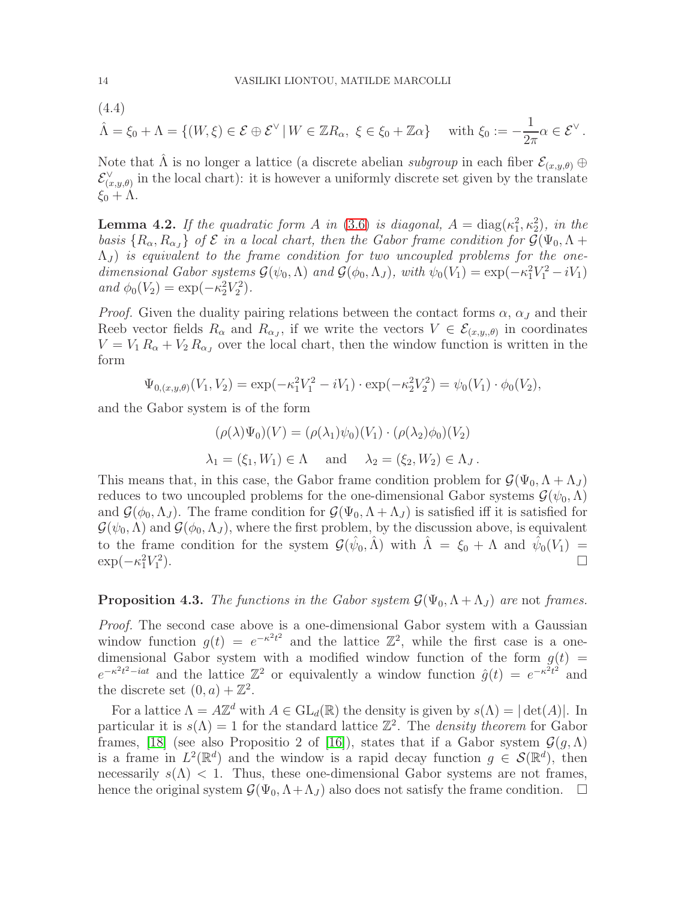(4.4)

$$\hat{\Lambda} = \xi_0 + \Lambda = \{(W, \xi) \in \mathcal{E} \oplus \mathcal{E}^\vee \,|\, W \in \mathbb{Z}R_\alpha,\ \xi \in \xi_0 + \mathbb{Z}\alpha\} \quad \text{with } \xi_0 := -\frac{1}{2\pi}\alpha \in \mathcal{E}^\vee .$$

Note that $\hat{\Lambda}$ is no longer a lattice (a discrete abelian *subgroup* in each fiber $\mathcal{E}_{(x,y,\theta)} \oplus \mathcal{E}^\vee_{(x,y,\theta)}$ in the local chart): it is however a uniformly discrete set given by the translate $\xi_0 + \Lambda$.

**Lemma 4.2.** *If the quadratic form $A$ in (3.6) is diagonal, $A = \mathrm{diag}(\kappa_1^2, \kappa_2^2)$, in the basis $\{R_\alpha, R_{\alpha_J}\}$ of $\mathcal{E}$ in a local chart, then the Gabor frame condition for $\mathcal{G}(\Psi_0, \Lambda + \Lambda_J)$ is equivalent to the frame condition for two uncoupled problems for the one-dimensional Gabor systems $\mathcal{G}(\psi_0, \Lambda)$ and $\mathcal{G}(\phi_0, \Lambda_J)$, with $\psi_0(V_1) = \exp(-\kappa_1^2 V_1^2 - iV_1)$ and $\phi_0(V_2) = \exp(-\kappa_2^2 V_2^2)$.*

*Proof.* Given the duality pairing relations between the contact forms $\alpha$, $\alpha_J$ and their Reeb vector fields $R_\alpha$ and $R_{\alpha_J}$, if we write the vectors $V \in \mathcal{E}_{(x,y,\theta)}$ in coordinates $V = V_1 R_\alpha + V_2 R_{\alpha_J}$ over the local chart, then the window function is written in the form

$$\Psi_{0,(x,y,\theta)}(V_1, V_2) = \exp(-\kappa_1^2 V_1^2 - iV_1) \cdot \exp(-\kappa_2^2 V_2^2) = \psi_0(V_1) \cdot \phi_0(V_2),$$

and the Gabor system is of the form

$$(\rho(\lambda)\Psi_0)(V) = (\rho(\lambda_1)\psi_0)(V_1) \cdot (\rho(\lambda_2)\phi_0)(V_2)$$

$$\lambda_1 = (\xi_1, W_1) \in \Lambda \quad \text{and} \quad \lambda_2 = (\xi_2, W_2) \in \Lambda_J .$$

This means that, in this case, the Gabor frame condition problem for $\mathcal{G}(\Psi_0, \Lambda + \Lambda_J)$ reduces to two uncoupled problems for the one-dimensional Gabor systems $\mathcal{G}(\psi_0, \Lambda)$ and $\mathcal{G}(\phi_0, \Lambda_J)$. The frame condition for $\mathcal{G}(\Psi_0, \Lambda + \Lambda_J)$ is satisfied iff it is satisfied for $\mathcal{G}(\psi_0, \Lambda)$ and $\mathcal{G}(\phi_0, \Lambda_J)$, where the first problem, by the discussion above, is equivalent to the frame condition for the system $\mathcal{G}(\hat{\psi}_0, \hat{\Lambda})$ with $\hat{\Lambda} = \xi_0 + \Lambda$ and $\hat{\psi}_0(V_1) = \exp(-\kappa_1^2 V_1^2)$. ☐

**Proposition 4.3.** *The functions in the Gabor system $\mathcal{G}(\Psi_0, \Lambda + \Lambda_J)$ are* not *frames.*

*Proof.* The second case above is a one-dimensional Gabor system with a Gaussian window function $g(t) = e^{-\kappa^2 t^2}$ and the lattice $\mathbb{Z}^2$, while the first case is a one-dimensional Gabor system with a modified window function of the form $g(t) = e^{-\kappa^2 t^2 - iat}$ and the lattice $\mathbb{Z}^2$ or equivalently a window function $\hat{g}(t) = e^{-\kappa^2 t^2}$ and the discrete set $(0, a) + \mathbb{Z}^2$.

For a lattice $\Lambda = A\mathbb{Z}^d$ with $A \in \mathrm{GL}_d(\mathbb{R})$ the density is given by $s(\Lambda) = |\det(A)|$. In particular it is $s(\Lambda) = 1$ for the standard lattice $\mathbb{Z}^2$. The *density theorem* for Gabor frames, [18] (see also Propositio 2 of [16]), states that if a Gabor system $\mathcal{G}(g, \Lambda)$ is a frame in $L^2(\mathbb{R}^d)$ and the window is a rapid decay function $g \in \mathcal{S}(\mathbb{R}^d)$, then necessarily $s(\Lambda) < 1$. Thus, these one-dimensional Gabor systems are not frames, hence the original system $\mathcal{G}(\Psi_0, \Lambda + \Lambda_J)$ also does not satisfy the frame condition. ☐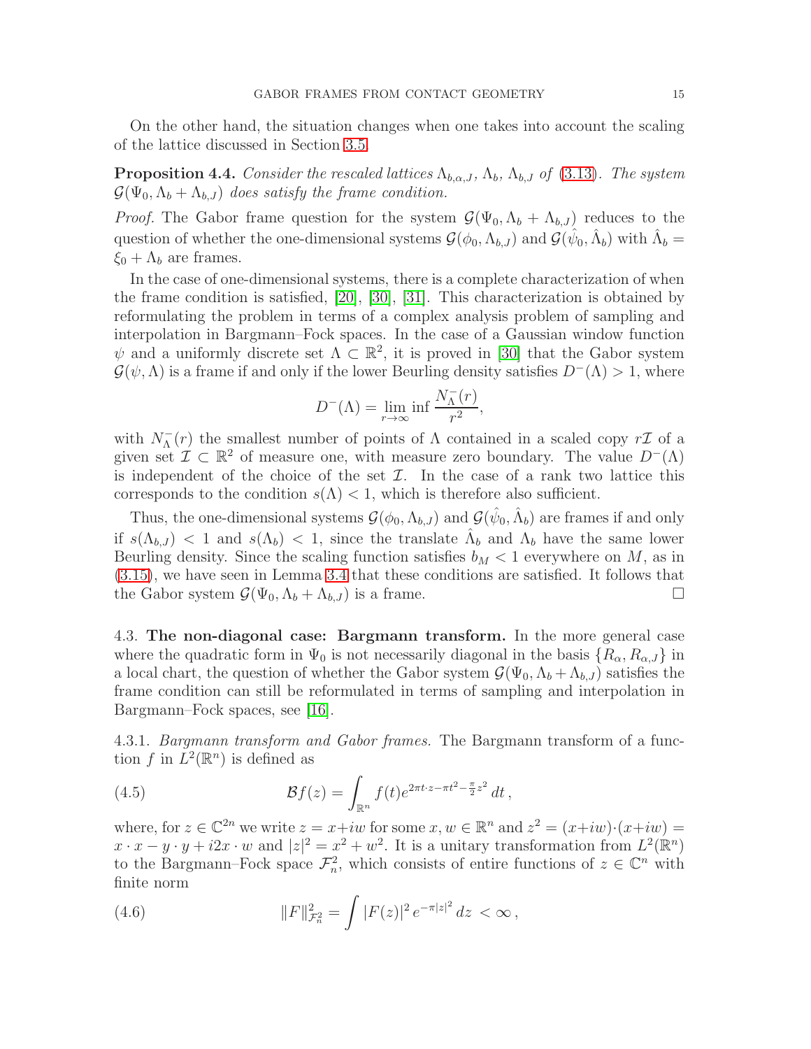On the other hand, the situation changes when one takes into account the scaling of the lattice discussed in Section 3.5.

**Proposition 4.4.** *Consider the rescaled lattices $\Lambda_{b,\alpha,J}$, $\Lambda_b$, $\Lambda_{b,J}$ of (3.13). The system $\mathcal{G}(\Psi_0, \Lambda_b + \Lambda_{b,J})$ does satisfy the frame condition.*

*Proof.* The Gabor frame question for the system $\mathcal{G}(\Psi_0, \Lambda_b + \Lambda_{b,J})$ reduces to the question of whether the one-dimensional systems $\mathcal{G}(\phi_0, \Lambda_{b,J})$ and $\mathcal{G}(\hat{\psi}_0, \hat{\Lambda}_b)$ with $\hat{\Lambda}_b = \xi_0 + \Lambda_b$ are frames.

In the case of one-dimensional systems, there is a complete characterization of when the frame condition is satisfied, [20], [30], [31]. This characterization is obtained by reformulating the problem in terms of a complex analysis problem of sampling and interpolation in Bargmann–Fock spaces. In the case of a Gaussian window function $\psi$ and a uniformly discrete set $\Lambda \subset \mathbb{R}^2$, it is proved in [30] that the Gabor system $\mathcal{G}(\psi, \Lambda)$ is a frame if and only if the lower Beurling density satisfies $D^-(\Lambda) > 1$, where

$$D^-(\Lambda) = \lim_{r\to\infty} \inf \frac{N^-_\Lambda(r)}{r^2},$$

with $N^-_\Lambda(r)$ the smallest number of points of $\Lambda$ contained in a scaled copy $r\mathcal{I}$ of a given set $\mathcal{I} \subset \mathbb{R}^2$ of measure one, with measure zero boundary. The value $D^-(\Lambda)$ is independent of the choice of the set $\mathcal{I}$. In the case of a rank two lattice this corresponds to the condition $s(\Lambda) < 1$, which is therefore also sufficient.

Thus, the one-dimensional systems $\mathcal{G}(\phi_0, \Lambda_{b,J})$ and $\mathcal{G}(\hat{\psi}_0, \hat{\Lambda}_b)$ are frames if and only if $s(\Lambda_{b,J}) < 1$ and $s(\Lambda_b) < 1$, since the translate $\hat{\Lambda}_b$ and $\Lambda_b$ have the same lower Beurling density. Since the scaling function satisfies $b_M < 1$ everywhere on $M$, as in (3.15), we have seen in Lemma 3.4 that these conditions are satisfied. It follows that the Gabor system $\mathcal{G}(\Psi_0, \Lambda_b + \Lambda_{b,J})$ is a frame. $\square$

4.3. **The non-diagonal case: Bargmann transform.** In the more general case where the quadratic form in $\Psi_0$ is not necessarily diagonal in the basis $\{R_\alpha, R_{\alpha,J}\}$ in a local chart, the question of whether the Gabor system $\mathcal{G}(\Psi_0, \Lambda_b + \Lambda_{b,J})$ satisfies the frame condition can still be reformulated in terms of sampling and interpolation in Bargmann–Fock spaces, see [16].

4.3.1. *Bargmann transform and Gabor frames.* The Bargmann transform of a function $f$ in $L^2(\mathbb{R}^n)$ is defined as

$$\mathcal{B}f(z) = \int_{\mathbb{R}^n} f(t) e^{2\pi t\cdot z - \pi t^2 - \frac{\pi}{2} z^2}\, dt\,, \tag{4.5}$$

where, for $z \in \mathbb{C}^{2n}$ we write $z = x + iw$ for some $x, w \in \mathbb{R}^n$ and $z^2 = (x+iw)\cdot(x+iw) = x\cdot x - y\cdot y + i2x\cdot w$ and $|z|^2 = x^2 + w^2$. It is a unitary transformation from $L^2(\mathbb{R}^n)$ to the Bargmann–Fock space $\mathcal{F}^2_n$, which consists of entire functions of $z \in \mathbb{C}^n$ with finite norm

$$\|F\|^2_{\mathcal{F}^2_n} = \int |F(z)|^2 \, e^{-\pi|z|^2}\, dz \, < \infty\,, \tag{4.6}$$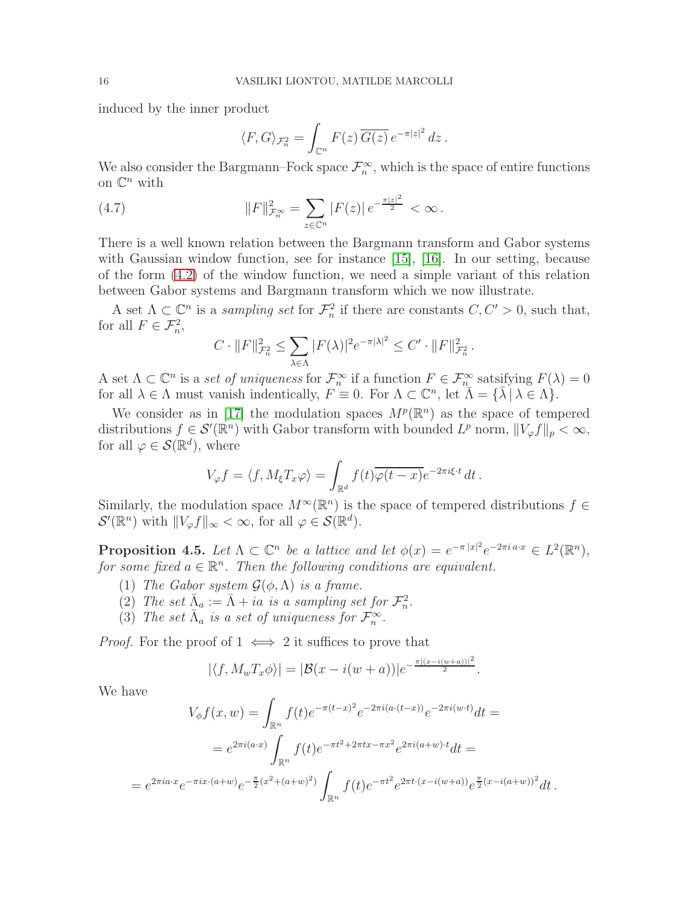induced by the inner product

$$\langle F, G\rangle_{\mathcal{F}^2_n} = \int_{\mathbb{C}^n} F(z)\,\overline{G(z)}\,e^{-\pi|z|^2}\,dz\,.$$

We also consider the Bargmann–Fock space $\mathcal{F}^\infty_n$, which is the space of entire functions on $\mathbb{C}^n$ with

$$\|F\|^2_{\mathcal{F}^\infty_n} = \sum_{z\in\mathbb{C}^n} |F(z)|\,e^{-\frac{\pi|z|^2}{2}} < \infty\,. \tag{4.7}$$

There is a well known relation between the Bargmann transform and Gabor systems with Gaussian window function, see for instance [15], [16]. In our setting, because of the form (4.2) of the window function, we need a simple variant of this relation between Gabor systems and Bargmann transform which we now illustrate.

A set $\Lambda \subset \mathbb{C}^n$ is a *sampling set* for $\mathcal{F}^2_n$ if there are constants $C, C' > 0$, such that, for all $F \in \mathcal{F}^2_n$,

$$C\cdot \|F\|^2_{\mathcal{F}^2_n} \leq \sum_{\lambda\in\Lambda} |F(\lambda)|^2 e^{-\pi|\lambda|^2} \leq C'\cdot \|F\|^2_{\mathcal{F}^2_n}\,.$$

A set $\Lambda \subset \mathbb{C}^n$ is a *set of uniqueness* for $\mathcal{F}^\infty_n$ if a function $F \in \mathcal{F}^\infty_n$ satsifying $F(\lambda) = 0$ for all $\lambda \in \Lambda$ must vanish indentically, $F \equiv 0$. For $\Lambda \subset \mathbb{C}^n$, let $\bar\Lambda = \{\bar\lambda \,|\, \lambda\in\Lambda\}$.

We consider as in [17] the modulation spaces $M^p(\mathbb{R}^n)$ as the space of tempered distributions $f \in \mathcal{S}'(\mathbb{R}^n)$ with Gabor transform with bounded $L^p$ norm, $\|V_\varphi f\|_p < \infty$, for all $\varphi \in \mathcal{S}(\mathbb{R}^d)$, where

$$V_\varphi f = \langle f, M_\xi T_x \varphi\rangle = \int_{\mathbb{R}^d} f(t)\overline{\varphi(t-x)}e^{-2\pi i \xi\cdot t}\,dt\,.$$

Similarly, the modulation space $M^\infty(\mathbb{R}^n)$ is the space of tempered distributions $f \in \mathcal{S}'(\mathbb{R}^n)$ with $\|V_\varphi f\|_\infty < \infty$, for all $\varphi \in \mathcal{S}(\mathbb{R}^d)$.

**Proposition 4.5.** *Let $\Lambda \subset \mathbb{C}^n$ be a lattice and let $\phi(x) = e^{-\pi|x|^2}e^{-2\pi i\, a\cdot x} \in L^2(\mathbb{R}^n)$, for some fixed $a \in \mathbb{R}^n$. Then the following conditions are equivalent.*

1. *The Gabor system $\mathcal{G}(\phi, \Lambda)$ is a frame.*
2. *The set $\bar\Lambda_a := \bar\Lambda + ia$ is a sampling set for $\mathcal{F}^2_n$.*
3. *The set $\bar\Lambda_a$ is a set of uniqueness for $\mathcal{F}^\infty_n$.*

*Proof.* For the proof of $1 \iff 2$ it suffices to prove that

$$|\langle f, M_w T_x \phi\rangle| = |\mathcal{B}(x - i(w+a))|e^{-\frac{\pi|(x-i(w+a))|^2}{2}}.$$

We have

$$V_\phi f(x,w) = \int_{\mathbb{R}^n} f(t)e^{-\pi(t-x)^2}e^{-2\pi i(a\cdot(t-x))}e^{-2\pi i(w\cdot t)}dt =$$

$$= e^{2\pi i(a\cdot x)}\int_{\mathbb{R}^n} f(t)e^{-\pi t^2+2\pi t x-\pi x^2}e^{2\pi i(a+w)\cdot t}dt =$$

$$= e^{2\pi i a\cdot x}e^{-\pi i x\cdot(a+w)}e^{-\frac{\pi}{2}(x^2+(a+w)^2)}\int_{\mathbb{R}^n} f(t)e^{-\pi t^2}e^{2\pi t\cdot(x-i(w+a))}e^{\frac{\pi}{2}(x-i(a+w))^2}dt\,.$$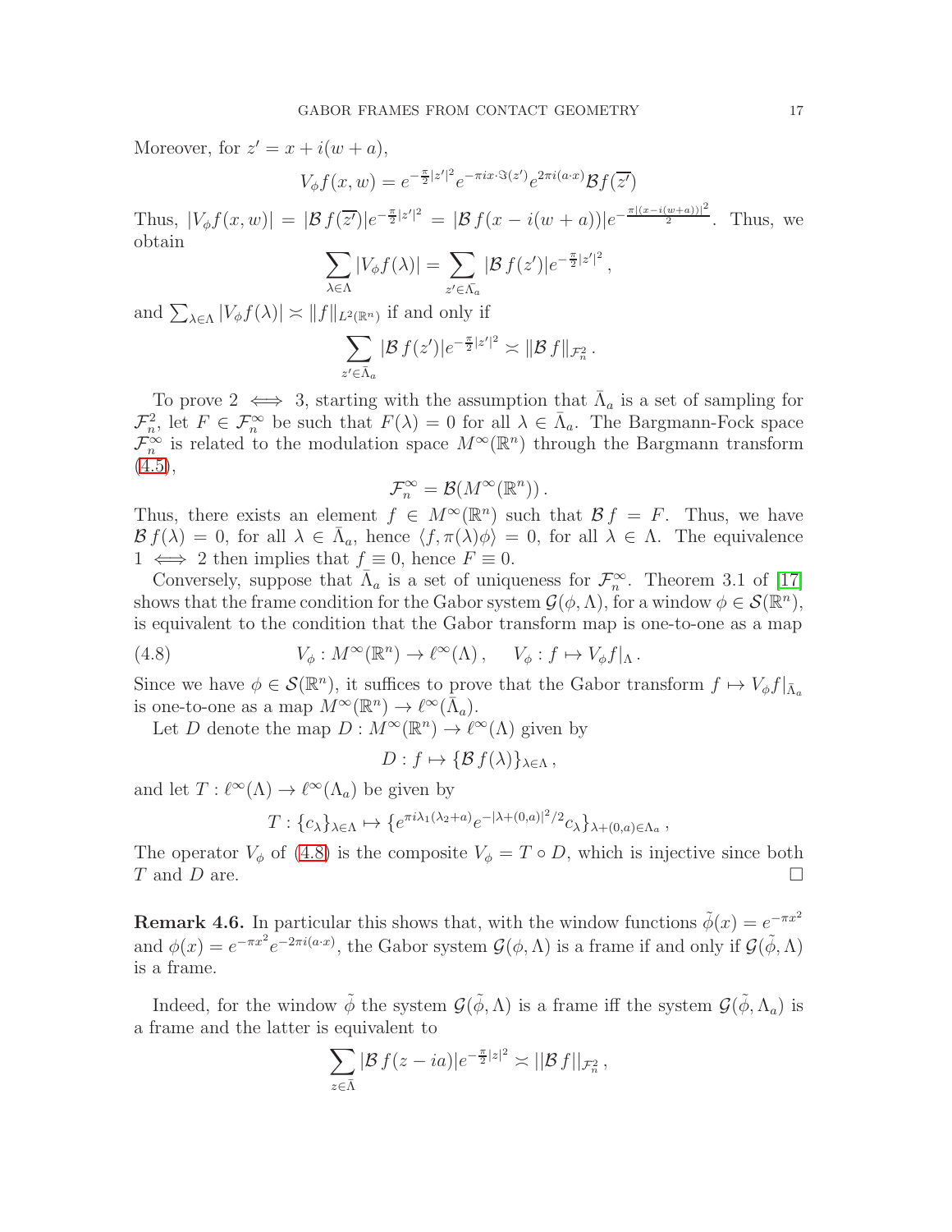Moreover, for $z' = x + i(w + a)$,

$$V_\phi f(x, w) = e^{-\frac{\pi}{2}|z'|^2} e^{-\pi i x \cdot \Im(z')} e^{2\pi i (a \cdot x)} \mathcal{B} f(\overline{z'})$$

Thus, $|V_\phi f(x, w)| = |\mathcal{B} f(\overline{z'})| e^{-\frac{\pi}{2}|z'|^2} = |\mathcal{B} f(x - i(w + a))| e^{-\frac{\pi|(x-i(w+a))|^2}{2}}$. Thus, we obtain

$$\sum_{\lambda \in \Lambda} |V_\phi f(\lambda)| = \sum_{z' \in \bar{\Lambda}_a} |\mathcal{B} f(z')| e^{-\frac{\pi}{2}|z'|^2},$$

and $\sum_{\lambda \in \Lambda} |V_\phi f(\lambda)| \asymp \|f\|_{L^2(\mathbb{R}^n)}$ if and only if

$$\sum_{z' \in \bar{\Lambda}_a} |\mathcal{B} f(z')| e^{-\frac{\pi}{2}|z'|^2} \asymp \|\mathcal{B} f\|_{\mathcal{F}^2_n}.$$

To prove $2 \iff 3$, starting with the assumption that $\bar{\Lambda}_a$ is a set of sampling for $\mathcal{F}^2_n$, let $F \in \mathcal{F}^\infty_n$ be such that $F(\lambda) = 0$ for all $\lambda \in \bar{\Lambda}_a$. The Bargmann-Fock space $\mathcal{F}^\infty_n$ is related to the modulation space $M^\infty(\mathbb{R}^n)$ through the Bargmann transform (4.5),

$$\mathcal{F}^\infty_n = \mathcal{B}(M^\infty(\mathbb{R}^n)).$$

Thus, there exists an element $f \in M^\infty(\mathbb{R}^n)$ such that $\mathcal{B} f = F$. Thus, we have $\mathcal{B} f(\lambda) = 0$, for all $\lambda \in \bar{\Lambda}_a$, hence $\langle f, \pi(\lambda)\phi \rangle = 0$, for all $\lambda \in \Lambda$. The equivalence $1 \iff 2$ then implies that $f \equiv 0$, hence $F \equiv 0$.

Conversely, suppose that $\bar{\Lambda}_a$ is a set of uniqueness for $\mathcal{F}^\infty_n$. Theorem 3.1 of [17] shows that the frame condition for the Gabor system $\mathcal{G}(\phi, \Lambda)$, for a window $\phi \in \mathcal{S}(\mathbb{R}^n)$, is equivalent to the condition that the Gabor transform map is one-to-one as a map

$$V_\phi : M^\infty(\mathbb{R}^n) \to \ell^\infty(\Lambda), \quad V_\phi : f \mapsto V_\phi f|_\Lambda. \tag{4.8}$$

Since we have $\phi \in \mathcal{S}(\mathbb{R}^n)$, it suffices to prove that the Gabor transform $f \mapsto V_\phi f|_{\bar{\Lambda}_a}$ is one-to-one as a map $M^\infty(\mathbb{R}^n) \to \ell^\infty(\bar{\Lambda}_a)$.

Let $D$ denote the map $D : M^\infty(\mathbb{R}^n) \to \ell^\infty(\Lambda)$ given by

$$D : f \mapsto \{\mathcal{B} f(\lambda)\}_{\lambda \in \Lambda},$$

and let $T : \ell^\infty(\Lambda) \to \ell^\infty(\Lambda_a)$ be given by

$$T : \{c_\lambda\}_{\lambda \in \Lambda} \mapsto \{e^{\pi i \lambda_1(\lambda_2 + a)} e^{-|\lambda + (0,a)|^2/2} c_\lambda\}_{\lambda + (0,a) \in \Lambda_a},$$

The operator $V_\phi$ of (4.8) is the composite $V_\phi = T \circ D$, which is injective since both $T$ and $D$ are. ∎

**Remark 4.6.** In particular this shows that, with the window functions $\tilde{\phi}(x) = e^{-\pi x^2}$ and $\phi(x) = e^{-\pi x^2} e^{-2\pi i (a \cdot x)}$, the Gabor system $\mathcal{G}(\phi, \Lambda)$ is a frame if and only if $\mathcal{G}(\tilde{\phi}, \Lambda)$ is a frame.

Indeed, for the window $\tilde{\phi}$ the system $\mathcal{G}(\tilde{\phi}, \Lambda)$ is a frame iff the system $\mathcal{G}(\tilde{\phi}, \Lambda_a)$ is a frame and the latter is equivalent to

$$\sum_{z \in \bar{\Lambda}} |\mathcal{B} f(z - ia)| e^{-\frac{\pi}{2}|z|^2} \asymp ||\mathcal{B} f||_{\mathcal{F}^2_n},$$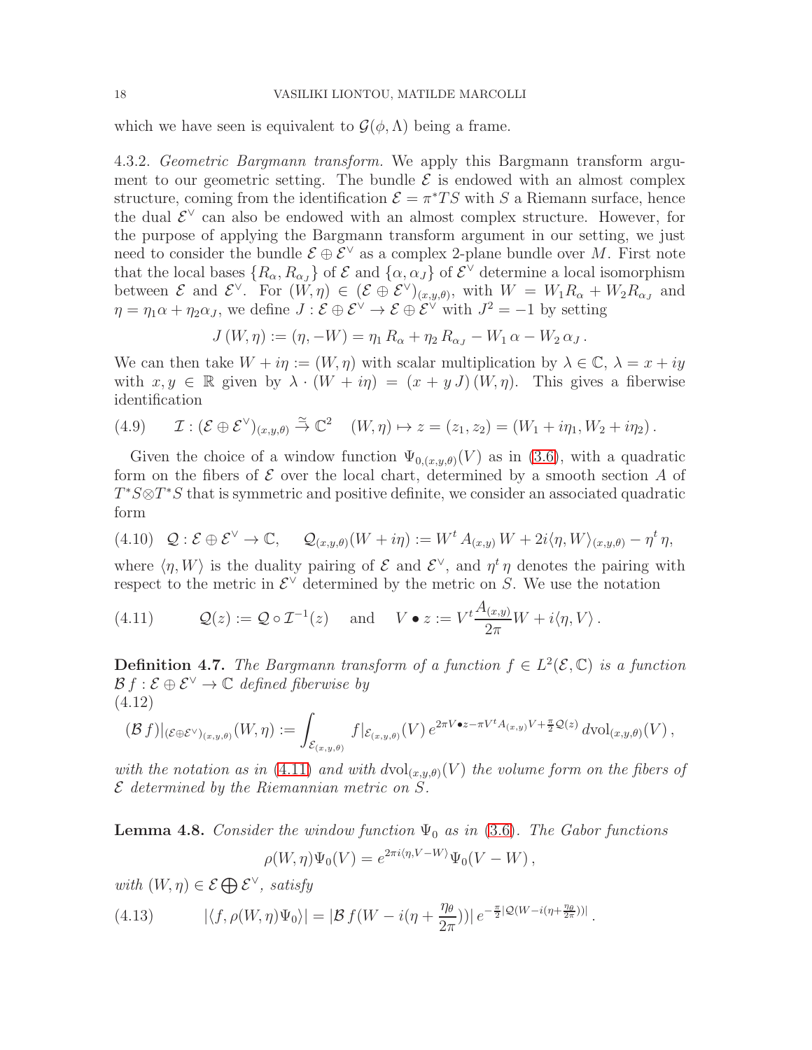which we have seen is equivalent to $\mathcal{G}(\phi, \Lambda)$ being a frame.

4.3.2. *Geometric Bargmann transform.* We apply this Bargmann transform argument to our geometric setting. The bundle $\mathcal{E}$ is endowed with an almost complex structure, coming from the identification $\mathcal{E} = \pi^* TS$ with $S$ a Riemann surface, hence the dual $\mathcal{E}^\vee$ can also be endowed with an almost complex structure. However, for the purpose of applying the Bargmann transform argument in our setting, we just need to consider the bundle $\mathcal{E} \oplus \mathcal{E}^\vee$ as a complex 2-plane bundle over $M$. First note that the local bases $\{R_\alpha, R_{\alpha_J}\}$ of $\mathcal{E}$ and $\{\alpha, \alpha_J\}$ of $\mathcal{E}^\vee$ determine a local isomorphism between $\mathcal{E}$ and $\mathcal{E}^\vee$. For $(W, \eta) \in (\mathcal{E} \oplus \mathcal{E}^\vee)_{(x,y,\theta)}$, with $W = W_1 R_\alpha + W_2 R_{\alpha_J}$ and $\eta = \eta_1 \alpha + \eta_2 \alpha_J$, we define $J : \mathcal{E} \oplus \mathcal{E}^\vee \to \mathcal{E} \oplus \mathcal{E}^\vee$ with $J^2 = -1$ by setting

$$J\,(W, \eta) := (\eta, -W) = \eta_1\, R_\alpha + \eta_2\, R_{\alpha_J} - W_1\, \alpha - W_2\, \alpha_J\,.$$

We can then take $W + i\eta := (W, \eta)$ with scalar multiplication by $\lambda \in \mathbb{C}$, $\lambda = x + iy$ with $x, y \in \mathbb{R}$ given by $\lambda \cdot (W + i\eta) = (x + y\, J)\,(W, \eta)$. This gives a fiberwise identification

$$\mathcal{I} : (\mathcal{E} \oplus \mathcal{E}^\vee)_{(x,y,\theta)} \xrightarrow{\simeq} \mathbb{C}^2 \quad (W, \eta) \mapsto z = (z_1, z_2) = (W_1 + i\eta_1, W_2 + i\eta_2)\,. \tag{4.9}$$

Given the choice of a window function $\Psi_{0,(x,y,\theta)}(V)$ as in (3.6), with a quadratic form on the fibers of $\mathcal{E}$ over the local chart, determined by a smooth section $A$ of $T^*S \otimes T^*S$ that is symmetric and positive definite, we consider an associated quadratic form

$$\mathcal{Q} : \mathcal{E} \oplus \mathcal{E}^\vee \to \mathbb{C}, \qquad \mathcal{Q}_{(x,y,\theta)}(W + i\eta) := W^t\, A_{(x,y)}\, W + 2i\langle \eta, W\rangle_{(x,y,\theta)} - \eta^t\, \eta, \tag{4.10}$$

where $\langle \eta, W\rangle$ is the duality pairing of $\mathcal{E}$ and $\mathcal{E}^\vee$, and $\eta^t\,\eta$ denotes the pairing with respect to the metric in $\mathcal{E}^\vee$ determined by the metric on $S$. We use the notation

$$\mathcal{Q}(z) := \mathcal{Q} \circ \mathcal{I}^{-1}(z) \quad \text{ and } \quad V \bullet z := V^t \frac{A_{(x,y)}}{2\pi} W + i\langle \eta, V\rangle\,. \tag{4.11}$$

**Definition 4.7.** *The Bargmann transform of a function $f \in L^2(\mathcal{E}, \mathbb{C})$ is a function $\mathcal{B}\, f : \mathcal{E} \oplus \mathcal{E}^\vee \to \mathbb{C}$ defined fiberwise by*

$$(\mathcal{B}\, f)|_{(\mathcal{E}\oplus\mathcal{E}^\vee)_{(x,y,\theta)}}(W, \eta) := \int_{\mathcal{E}_{(x,y,\theta)}} f|_{\mathcal{E}_{(x,y,\theta)}}(V)\, e^{2\pi V \bullet z - \pi V^t A_{(x,y)} V + \frac{\pi}{2}\mathcal{Q}(z)}\, \mathrm{dvol}_{(x,y,\theta)}(V)\,, \tag{4.12}$$

*with the notation as in (4.11) and with $\mathrm{dvol}_{(x,y,\theta)}(V)$ the volume form on the fibers of $\mathcal{E}$ determined by the Riemannian metric on $S$.*

**Lemma 4.8.** *Consider the window function $\Psi_0$ as in (3.6). The Gabor functions*

$$\rho(W, \eta)\Psi_0(V) = e^{2\pi i\langle \eta, V - W\rangle}\Psi_0(V - W)\,,$$

*with $(W, \eta) \in \mathcal{E} \bigoplus \mathcal{E}^\vee$, satisfy*

$$|\langle f, \rho(W, \eta)\Psi_0\rangle| = |\mathcal{B}\, f(W - i(\eta + \frac{\eta_\theta}{2\pi}))|\, e^{-\frac{\pi}{2}|\mathcal{Q}(W - i(\eta + \frac{\eta_\theta}{2\pi}))|}\,. \tag{4.13}$$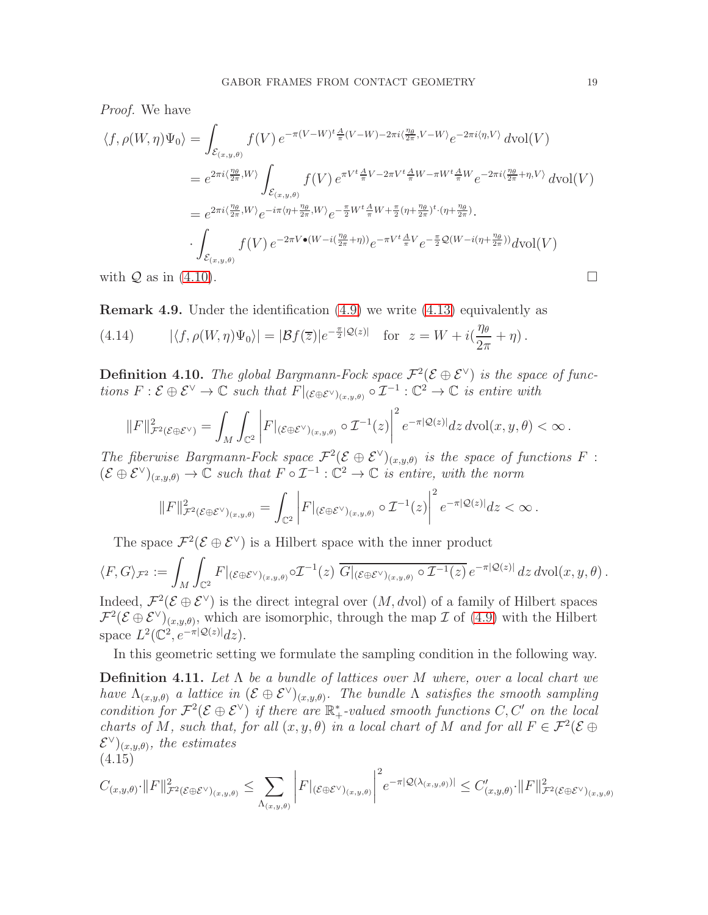*Proof.* We have

$$
\begin{aligned}
\langle f, \rho(W,\eta)\Psi_0\rangle &= \int_{\mathcal{E}_{(x,y,\theta)}} f(V)\, e^{-\pi(V-W)^t \frac{A}{\pi}(V-W) - 2\pi i\langle \frac{\eta_\theta}{2\pi}, V-W\rangle} e^{-2\pi i\langle \eta, V\rangle}\, d\mathrm{vol}(V) \\
&= e^{2\pi i\langle \frac{\eta_\theta}{2\pi}, W\rangle} \int_{\mathcal{E}_{(x,y,\theta)}} f(V)\, e^{\pi V^t \frac{A}{\pi} V - 2\pi V^t \frac{A}{\pi} W - \pi W^t \frac{A}{\pi} W} e^{-2\pi i\langle \frac{\eta_\theta}{2\pi}+\eta, V\rangle}\, d\mathrm{vol}(V) \\
&= e^{2\pi i\langle \frac{\eta_\theta}{2\pi}, W\rangle} e^{-i\pi\langle \eta + \frac{\eta_\theta}{2\pi}, W\rangle} e^{-\frac{\pi}{2} W^t \frac{A}{\pi} W + \frac{\pi}{2}(\eta+\frac{\eta_\theta}{2\pi})^t\cdot(\eta+\frac{\eta_\theta}{2\pi})}\cdot \\
&\quad \cdot \int_{\mathcal{E}_{(x,y,\theta)}} f(V)\, e^{-2\pi V\bullet(W - i(\frac{\eta_\theta}{2\pi}+\eta))} e^{-\pi V^t \frac{A}{\pi} V} e^{-\frac{\pi}{2}\mathcal{Q}(W - i(\eta+\frac{\eta_\theta}{2\pi}))} d\mathrm{vol}(V)
\end{aligned}
$$

with $\mathcal{Q}$ as in (4.10). $\square$

**Remark 4.9.** Under the identification (4.9) we write (4.13) equivalently as

$$
|\langle f, \rho(W,\eta)\Psi_0\rangle| = |\mathcal{B}f(\overline{z})| e^{-\frac{\pi}{2}|\mathcal{Q}(z)|} \quad \text{for} \quad z = W + i(\frac{\eta_\theta}{2\pi} + \eta)\,. \tag{4.14}
$$

**Definition 4.10.** *The global Bargmann-Fock space $\mathcal{F}^2(\mathcal{E}\oplus\mathcal{E}^\vee)$ is the space of functions $F: \mathcal{E}\oplus\mathcal{E}^\vee \to \mathbb{C}$ such that $F|_{(\mathcal{E}\oplus\mathcal{E}^\vee)_{(x,y,\theta)}} \circ \mathcal{I}^{-1}: \mathbb{C}^2 \to \mathbb{C}$ is entire with*

$$
\|F\|^2_{\mathcal{F}^2(\mathcal{E}\oplus\mathcal{E}^\vee)} = \int_M \int_{\mathbb{C}^2} \left| F|_{(\mathcal{E}\oplus\mathcal{E}^\vee)_{(x,y,\theta)}} \circ \mathcal{I}^{-1}(z) \right|^2 e^{-\pi|\mathcal{Q}(z)|} dz\, d\mathrm{vol}(x,y,\theta) < \infty\,.
$$

*The fiberwise Bargmann-Fock space $\mathcal{F}^2(\mathcal{E}\oplus\mathcal{E}^\vee)_{(x,y,\theta)}$ is the space of functions $F: (\mathcal{E}\oplus\mathcal{E}^\vee)_{(x,y,\theta)} \to \mathbb{C}$ such that $F\circ\mathcal{I}^{-1}: \mathbb{C}^2 \to \mathbb{C}$ is entire, with the norm*

$$
\|F\|^2_{\mathcal{F}^2(\mathcal{E}\oplus\mathcal{E}^\vee)_{(x,y,\theta)}} = \int_{\mathbb{C}^2} \left| F|_{(\mathcal{E}\oplus\mathcal{E}^\vee)_{(x,y,\theta)}} \circ \mathcal{I}^{-1}(z) \right|^2 e^{-\pi|\mathcal{Q}(z)|} dz < \infty\,.
$$

The space $\mathcal{F}^2(\mathcal{E}\oplus\mathcal{E}^\vee)$ is a Hilbert space with the inner product

$$
\langle F, G\rangle_{\mathcal{F}^2} := \int_M \int_{\mathbb{C}^2} F|_{(\mathcal{E}\oplus\mathcal{E}^\vee)_{(x,y,\theta)}} \circ \mathcal{I}^{-1}(z)\, \overline{G|_{(\mathcal{E}\oplus\mathcal{E}^\vee)_{(x,y,\theta)}} \circ \mathcal{I}^{-1}(z)}\, e^{-\pi|\mathcal{Q}(z)|}\, dz\, d\mathrm{vol}(x,y,\theta)\,.
$$

Indeed, $\mathcal{F}^2(\mathcal{E}\oplus\mathcal{E}^\vee)$ is the direct integral over $(M, d\mathrm{vol})$ of a family of Hilbert spaces $\mathcal{F}^2(\mathcal{E}\oplus\mathcal{E}^\vee)_{(x,y,\theta)}$, which are isomorphic, through the map $\mathcal{I}$ of (4.9) with the Hilbert space $L^2(\mathbb{C}^2, e^{-\pi|\mathcal{Q}(z)|}dz)$.

In this geometric setting we formulate the sampling condition in the following way.

**Definition 4.11.** *Let $\Lambda$ be a bundle of lattices over $M$ where, over a local chart we have $\Lambda_{(x,y,\theta)}$ a lattice in $(\mathcal{E}\oplus\mathcal{E}^\vee)_{(x,y,\theta)}$. The bundle $\Lambda$ satisfies the smooth sampling condition for $\mathcal{F}^2(\mathcal{E}\oplus\mathcal{E}^\vee)$ if there are $\mathbb{R}^*_+$-valued smooth functions $C, C'$ on the local charts of $M$, such that, for all $(x,y,\theta)$ in a local chart of $M$ and for all $F \in \mathcal{F}^2(\mathcal{E}\oplus\mathcal{E}^\vee)_{(x,y,\theta)}$, the estimates*

$$
C_{(x,y,\theta)}\cdot\|F\|^2_{\mathcal{F}^2(\mathcal{E}\oplus\mathcal{E}^\vee)_{(x,y,\theta)}} \leq \sum_{\Lambda_{(x,y,\theta)}} \left| F|_{(\mathcal{E}\oplus\mathcal{E}^\vee)_{(x,y,\theta)}} \right|^2 e^{-\pi|\mathcal{Q}(\lambda_{(x,y,\theta)})|} \leq C'_{(x,y,\theta)}\cdot\|F\|^2_{\mathcal{F}^2(\mathcal{E}\oplus\mathcal{E}^\vee)_{(x,y,\theta)}} \tag{4.15}
$$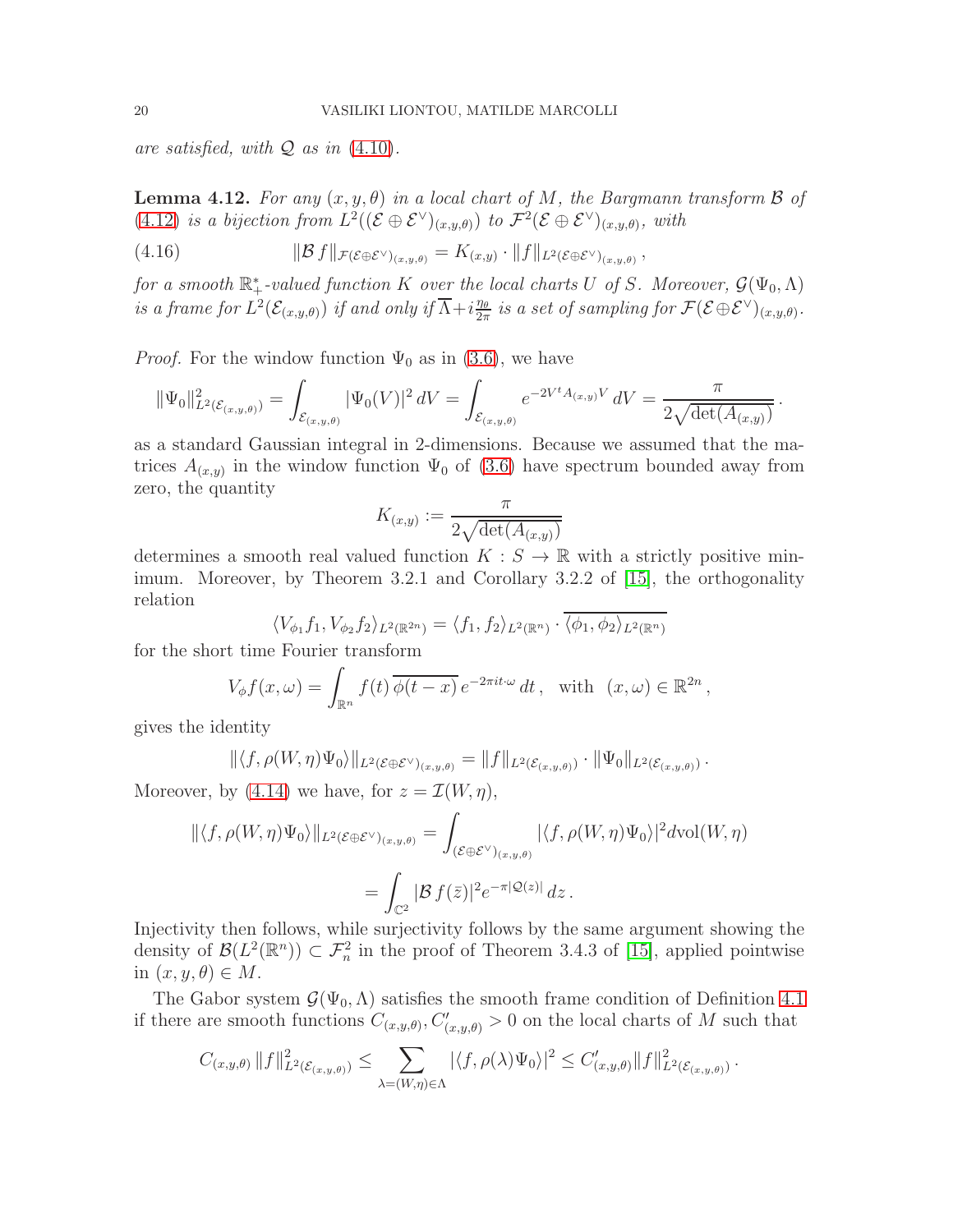*are satisfied, with $\mathcal{Q}$ as in (4.10).*

**Lemma 4.12.** *For any $(x, y, \theta)$ in a local chart of $M$, the Bargmann transform $\mathcal{B}$ of (4.12) is a bijection from $L^2((\mathcal{E} \oplus \mathcal{E}^\vee)_{(x,y,\theta)})$ to $\mathcal{F}^2(\mathcal{E} \oplus \mathcal{E}^\vee)_{(x,y,\theta)}$, with*

$$\|\mathcal{B}\, f\|_{\mathcal{F}(\mathcal{E}\oplus\mathcal{E}^\vee)_{(x,y,\theta)}} = K_{(x,y)} \cdot \|f\|_{L^2(\mathcal{E}\oplus\mathcal{E}^\vee)_{(x,y,\theta)}}\,, \tag{4.16}$$

*for a smooth $\mathbb{R}_+^*$-valued function $K$ over the local charts $U$ of $S$. Moreover, $\mathcal{G}(\Psi_0, \Lambda)$ is a frame for $L^2(\mathcal{E}_{(x,y,\theta)})$ if and only if $\overline{\Lambda} + i\frac{\eta_\theta}{2\pi}$ is a set of sampling for $\mathcal{F}(\mathcal{E}\oplus\mathcal{E}^\vee)_{(x,y,\theta)}$.*

*Proof.* For the window function $\Psi_0$ as in (3.6), we have

$$\|\Psi_0\|^2_{L^2(\mathcal{E}_{(x,y,\theta)})} = \int_{\mathcal{E}_{(x,y,\theta)}} |\Psi_0(V)|^2\, dV = \int_{\mathcal{E}_{(x,y,\theta)}} e^{-2V^t A_{(x,y)} V}\, dV = \frac{\pi}{2\sqrt{\det(A_{(x,y)})}}\,.$$

as a standard Gaussian integral in 2-dimensions. Because we assumed that the matrices $A_{(x,y)}$ in the window function $\Psi_0$ of (3.6) have spectrum bounded away from zero, the quantity

$$K_{(x,y)} := \frac{\pi}{2\sqrt{\det(A_{(x,y)})}}$$

determines a smooth real valued function $K : S \to \mathbb{R}$ with a strictly positive minimum. Moreover, by Theorem 3.2.1 and Corollary 3.2.2 of [15], the orthogonality relation

$$\langle V_{\phi_1} f_1, V_{\phi_2} f_2\rangle_{L^2(\mathbb{R}^{2n})} = \langle f_1, f_2\rangle_{L^2(\mathbb{R}^n)} \cdot \overline{\langle \phi_1, \phi_2\rangle_{L^2(\mathbb{R}^n)}}$$

for the short time Fourier transform

$$V_\phi f(x, \omega) = \int_{\mathbb{R}^n} f(t)\, \overline{\phi(t-x)}\, e^{-2\pi i t\cdot\omega}\, dt\,, \quad \text{with} \quad (x, \omega) \in \mathbb{R}^{2n}\,,$$

gives the identity

$$\|\langle f, \rho(W, \eta)\Psi_0\rangle\|_{L^2(\mathcal{E}\oplus\mathcal{E}^\vee)_{(x,y,\theta)}} = \|f\|_{L^2(\mathcal{E}_{(x,y,\theta)})} \cdot \|\Psi_0\|_{L^2(\mathcal{E}_{(x,y,\theta)})}\,.$$

Moreover, by (4.14) we have, for $z = \mathcal{I}(W, \eta)$,

$$\|\langle f, \rho(W, \eta)\Psi_0\rangle\|_{L^2(\mathcal{E}\oplus\mathcal{E}^\vee)_{(x,y,\theta)}} = \int_{(\mathcal{E}\oplus\mathcal{E}^\vee)_{(x,y,\theta)}} |\langle f, \rho(W, \eta)\Psi_0\rangle|^2 d\mathrm{vol}(W, \eta)$$

$$= \int_{\mathbb{C}^2} |\mathcal{B}\, f(\bar{z})|^2 e^{-\pi|\mathcal{Q}(z)|}\, dz\,.$$

Injectivity then follows, while surjectivity follows by the same argument showing the density of $\mathcal{B}(L^2(\mathbb{R}^n)) \subset \mathcal{F}^2_n$ in the proof of Theorem 3.4.3 of [15], applied pointwise in $(x, y, \theta) \in M$.

The Gabor system $\mathcal{G}(\Psi_0, \Lambda)$ satisfies the smooth frame condition of Definition 4.1 if there are smooth functions $C_{(x,y,\theta)}, C'_{(x,y,\theta)} > 0$ on the local charts of $M$ such that

$$C_{(x,y,\theta)}\, \|f\|^2_{L^2(\mathcal{E}_{(x,y,\theta)})} \leq \sum_{\lambda=(W,\eta)\in\Lambda} |\langle f, \rho(\lambda)\Psi_0\rangle|^2 \leq C'_{(x,y,\theta)} \|f\|^2_{L^2(\mathcal{E}_{(x,y,\theta)})}\,.$$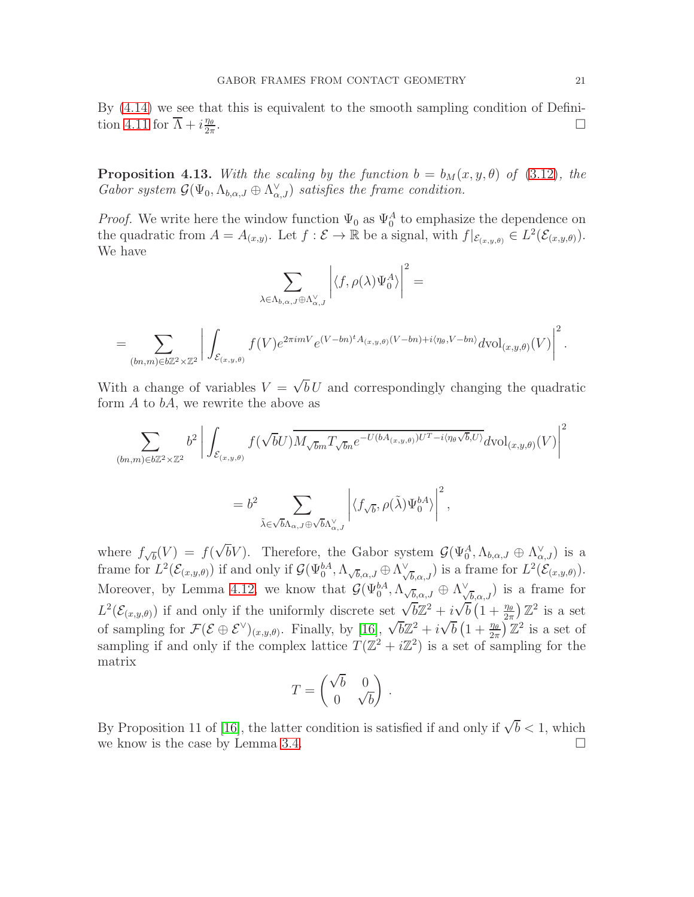By (4.14) we see that this is equivalent to the smooth sampling condition of Definition 4.11 for $\overline{\Lambda} + i\frac{\eta_\theta}{2\pi}$. $\square$

**Proposition 4.13.** *With the scaling by the function $b = b_M(x, y, \theta)$ of (3.12), the Gabor system $\mathcal{G}(\Psi_0, \Lambda_{b,\alpha,J} \oplus \Lambda^\vee_{\alpha,J})$ satisfies the frame condition.*

*Proof.* We write here the window function $\Psi_0$ as $\Psi_0^A$ to emphasize the dependence on the quadratic from $A = A_{(x,y)}$. Let $f : \mathcal{E} \to \mathbb{R}$ be a signal, with $f|_{\mathcal{E}_{(x,y,\theta)}} \in L^2(\mathcal{E}_{(x,y,\theta)})$. We have

$$\sum_{\lambda \in \Lambda_{b,\alpha,J} \oplus \Lambda^\vee_{\alpha,J}} \left| \langle f, \rho(\lambda)\Psi_0^A \rangle \right|^2 =$$

$$= \sum_{(bn,m) \in b\mathbb{Z}^2 \times \mathbb{Z}^2} \left| \int_{\mathcal{E}_{(x,y,\theta)}} f(V) e^{2\pi i m V} e^{(V-bn)^t A_{(x,y,\theta)}(V-bn) + i\langle \eta_\theta, V-bn \rangle} d\mathrm{vol}_{(x,y,\theta)}(V) \right|^2.$$

With a change of variables $V = \sqrt{b}\, U$ and correspondingly changing the quadratic form $A$ to $bA$, we rewrite the above as

$$\sum_{(bn,m) \in b\mathbb{Z}^2 \times \mathbb{Z}^2} b^2 \left| \int_{\mathcal{E}_{(x,y,\theta)}} f(\sqrt{b}U) \overline{M_{\sqrt{b}m} T_{\sqrt{b}n} e^{-U(bA_{(x,y,\theta)})U^T - i\langle \eta_\theta \sqrt{b}, U \rangle}} d\mathrm{vol}_{(x,y,\theta)}(V) \right|^2$$

$$= b^2 \sum_{\tilde{\lambda} \in \sqrt{b}\Lambda_{\alpha,J} \oplus \sqrt{b}\Lambda^\vee_{\alpha,J}} \left| \langle f_{\sqrt{b}}, \rho(\tilde{\lambda})\Psi_0^{bA} \rangle \right|^2,$$

where $f_{\sqrt{b}}(V) = f(\sqrt{b}V)$. Therefore, the Gabor system $\mathcal{G}(\Psi_0^A, \Lambda_{b,\alpha,J} \oplus \Lambda^\vee_{\alpha,J})$ is a frame for $L^2(\mathcal{E}_{(x,y,\theta)})$ if and only if $\mathcal{G}(\Psi_0^{bA}, \Lambda_{\sqrt{b},\alpha,J} \oplus \Lambda^\vee_{\sqrt{b},\alpha,J})$ is a frame for $L^2(\mathcal{E}_{(x,y,\theta)})$. Moreover, by Lemma 4.12, we know that $\mathcal{G}(\Psi_0^{bA}, \Lambda_{\sqrt{b},\alpha,J} \oplus \Lambda^\vee_{\sqrt{b},\alpha,J})$ is a frame for $L^2(\mathcal{E}_{(x,y,\theta)})$ if and only if the uniformly discrete set $\sqrt{b}\mathbb{Z}^2 + i\sqrt{b}\left(1 + \frac{\eta_\theta}{2\pi}\right)\mathbb{Z}^2$ is a set of sampling for $\mathcal{F}(\mathcal{E} \oplus \mathcal{E}^\vee)_{(x,y,\theta)}$. Finally, by [16], $\sqrt{b}\mathbb{Z}^2 + i\sqrt{b}\left(1 + \frac{\eta_\theta}{2\pi}\right)\mathbb{Z}^2$ is a set of sampling if and only if the complex lattice $T(\mathbb{Z}^2 + i\mathbb{Z}^2)$ is a set of sampling for the matrix

$$T = \begin{pmatrix} \sqrt{b} & 0 \\ 0 & \sqrt{b} \end{pmatrix}.$$

By Proposition 11 of [16], the latter condition is satisfied if and only if $\sqrt{b} < 1$, which we know is the case by Lemma 3.4. $\square$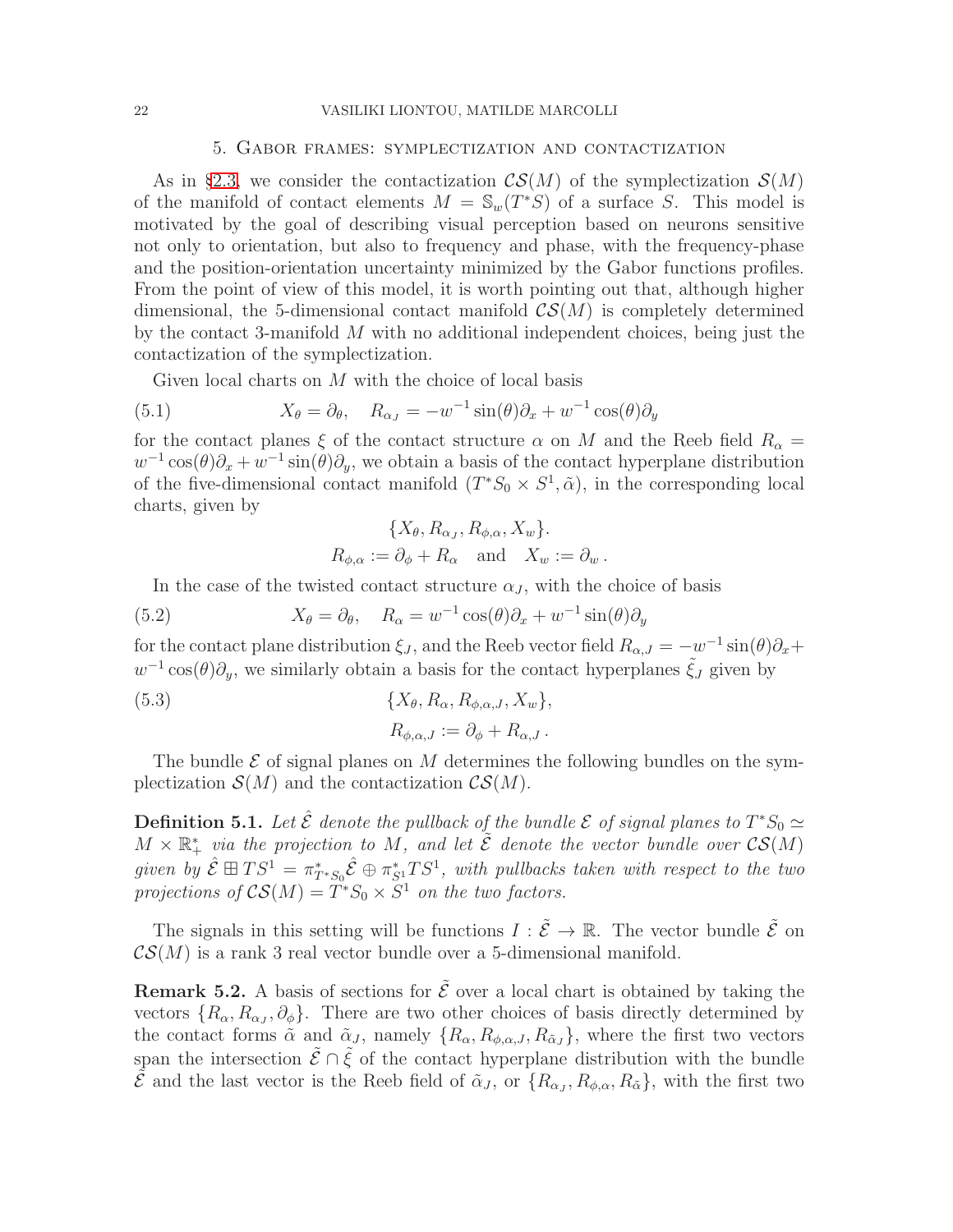## 5. Gabor frames: symplectization and contactization

As in §2.3, we consider the contactization $\mathcal{CS}(M)$ of the symplectization $\mathcal{S}(M)$ of the manifold of contact elements $M = \mathbb{S}_w(T^*S)$ of a surface $S$. This model is motivated by the goal of describing visual perception based on neurons sensitive not only to orientation, but also to frequency and phase, with the frequency-phase and the position-orientation uncertainty minimized by the Gabor functions profiles. From the point of view of this model, it is worth pointing out that, although higher dimensional, the 5-dimensional contact manifold $\mathcal{CS}(M)$ is completely determined by the contact 3-manifold $M$ with no additional independent choices, being just the contactization of the symplectization.

Given local charts on $M$ with the choice of local basis

$$X_\theta = \partial_\theta, \quad R_{\alpha_J} = -w^{-1}\sin(\theta)\partial_x + w^{-1}\cos(\theta)\partial_y \tag{5.1}$$

for the contact planes $\xi$ of the contact structure $\alpha$ on $M$ and the Reeb field $R_\alpha = w^{-1}\cos(\theta)\partial_x + w^{-1}\sin(\theta)\partial_y$, we obtain a basis of the contact hyperplane distribution of the five-dimensional contact manifold $(T^*S_0 \times S^1, \tilde{\alpha})$, in the corresponding local charts, given by

$$\{X_\theta, R_{\alpha_J}, R_{\phi,\alpha}, X_w\}.$$

$$R_{\phi,\alpha} := \partial_\phi + R_\alpha \quad \text{and} \quad X_w := \partial_w .$$

In the case of the twisted contact structure $\alpha_J$, with the choice of basis

$$X_\theta = \partial_\theta, \quad R_\alpha = w^{-1}\cos(\theta)\partial_x + w^{-1}\sin(\theta)\partial_y \tag{5.2}$$

for the contact plane distribution $\xi_J$, and the Reeb vector field $R_{\alpha,J} = -w^{-1}\sin(\theta)\partial_x + w^{-1}\cos(\theta)\partial_y$, we similarly obtain a basis for the contact hyperplanes $\tilde{\xi}_J$ given by

$$\{X_\theta, R_\alpha, R_{\phi,\alpha,J}, X_w\}, \tag{5.3}$$

$$R_{\phi,\alpha,J} := \partial_\phi + R_{\alpha,J} .$$

The bundle $\mathcal{E}$ of signal planes on $M$ determines the following bundles on the symplectization $\mathcal{S}(M)$ and the contactization $\mathcal{CS}(M)$.

**Definition 5.1.** *Let $\hat{\mathcal{E}}$ denote the pullback of the bundle $\mathcal{E}$ of signal planes to $T^*S_0 \simeq M \times \mathbb{R}^*_+$ via the projection to $M$, and let $\tilde{\mathcal{E}}$ denote the vector bundle over $\mathcal{CS}(M)$ given by $\hat{\mathcal{E}} \boxplus TS^1 = \pi^*_{T^*S_0}\hat{\mathcal{E}} \oplus \pi^*_{S^1}TS^1$, with pullbacks taken with respect to the two projections of $\mathcal{CS}(M) = T^*S_0 \times S^1$ on the two factors.*

The signals in this setting will be functions $I : \tilde{\mathcal{E}} \to \mathbb{R}$. The vector bundle $\tilde{\mathcal{E}}$ on $\mathcal{CS}(M)$ is a rank 3 real vector bundle over a 5-dimensional manifold.

**Remark 5.2.** A basis of sections for $\tilde{\mathcal{E}}$ over a local chart is obtained by taking the vectors $\{R_\alpha, R_{\alpha_J}, \partial_\phi\}$. There are two other choices of basis directly determined by the contact forms $\tilde{\alpha}$ and $\tilde{\alpha}_J$, namely $\{R_\alpha, R_{\phi,\alpha,J}, R_{\tilde{\alpha}_J}\}$, where the first two vectors span the intersection $\tilde{\mathcal{E}} \cap \tilde{\xi}$ of the contact hyperplane distribution with the bundle $\tilde{\mathcal{E}}$ and the last vector is the Reeb field of $\tilde{\alpha}_J$, or $\{R_{\alpha_J}, R_{\phi,\alpha}, R_{\tilde{\alpha}}\}$, with the first two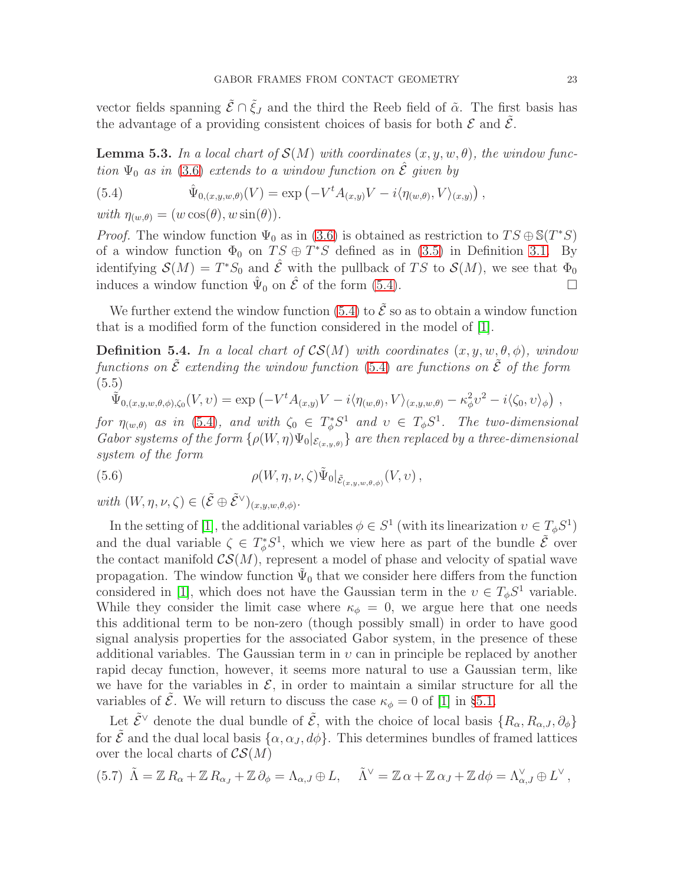vector fields spanning $\tilde{\mathcal{E}} \cap \tilde{\xi}_J$ and the third the Reeb field of $\tilde{\alpha}$. The first basis has the advantage of a providing consistent choices of basis for both $\mathcal{E}$ and $\tilde{\mathcal{E}}$.

**Lemma 5.3.** *In a local chart of $\mathcal{S}(M)$ with coordinates $(x, y, w, \theta)$, the window function $\Psi_0$ as in (3.6) extends to a window function on $\hat{\mathcal{E}}$ given by*

$$\hat{\Psi}_{0,(x,y,w,\theta)}(V) = \exp\left(-V^t A_{(x,y)} V - i\langle \eta_{(w,\theta)}, V\rangle_{(x,y)}\right), \tag{5.4}$$

*with $\eta_{(w,\theta)} = (w\cos(\theta), w\sin(\theta))$.*

*Proof.* The window function $\Psi_0$ as in (3.6) is obtained as restriction to $TS \oplus \mathbb{S}(T^*S)$ of a window function $\Phi_0$ on $TS \oplus T^*S$ defined as in (3.5) in Definition 3.1. By identifying $\mathcal{S}(M) = T^*S_0$ and $\hat{\mathcal{E}}$ with the pullback of $TS$ to $\mathcal{S}(M)$, we see that $\Phi_0$ induces a window function $\hat{\Psi}_0$ on $\hat{\mathcal{E}}$ of the form (5.4). $\square$

We further extend the window function (5.4) to $\tilde{\mathcal{E}}$ so as to obtain a window function that is a modified form of the function considered in the model of [1].

**Definition 5.4.** *In a local chart of $\mathcal{CS}(M)$ with coordinates $(x, y, w, \theta, \phi)$, window functions on $\tilde{\mathcal{E}}$ extending the window function (5.4) are functions on $\tilde{\mathcal{E}}$ of the form*

$$\tilde{\Psi}_{0,(x,y,w,\theta,\phi),\zeta_0}(V, \upsilon) = \exp\left(-V^t A_{(x,y)} V - i\langle \eta_{(w,\theta)}, V\rangle_{(x,y,w,\theta)} - \kappa_\phi^2 \upsilon^2 - i\langle \zeta_0, \upsilon\rangle_\phi\right), \tag{5.5}$$

*for $\eta_{(w,\theta)}$ as in (5.4), and with $\zeta_0 \in T^*_\phi S^1$ and $\upsilon \in T_\phi S^1$. The two-dimensional Gabor systems of the form $\{\rho(W, \eta)\Psi_0|_{\mathcal{E}_{(x,y,\theta)}}\}$ are then replaced by a three-dimensional system of the form*

$$\rho(W, \eta, \nu, \zeta)\tilde{\Psi}_0|_{\tilde{\mathcal{E}}_{(x,y,w,\theta,\phi)}}(V, \upsilon), \tag{5.6}$$

*with $(W, \eta, \nu, \zeta) \in (\tilde{\mathcal{E}} \oplus \tilde{\mathcal{E}}^\vee)_{(x,y,w,\theta,\phi)}$.*

In the setting of [1], the additional variables $\phi \in S^1$ (with its linearization $\upsilon \in T_\phi S^1$) and the dual variable $\zeta \in T^*_\phi S^1$, which we view here as part of the bundle $\tilde{\mathcal{E}}$ over the contact manifold $\mathcal{CS}(M)$, represent a model of phase and velocity of spatial wave propagation. The window function $\tilde{\Psi}_0$ that we consider here differs from the function considered in [1], which does not have the Gaussian term in the $\upsilon \in T_\phi S^1$ variable. While they consider the limit case where $\kappa_\phi = 0$, we argue here that one needs this additional term to be non-zero (though possibly small) in order to have good signal analysis properties for the associated Gabor system, in the presence of these additional variables. The Gaussian term in $\upsilon$ can in principle be replaced by another rapid decay function, however, it seems more natural to use a Gaussian term, like we have for the variables in $\mathcal{E}$, in order to maintain a similar structure for all the variables of $\tilde{\mathcal{E}}$. We will return to discuss the case $\kappa_\phi = 0$ of [1] in §5.1.

Let $\tilde{\mathcal{E}}^\vee$ denote the dual bundle of $\tilde{\mathcal{E}}$, with the choice of local basis $\{R_\alpha, R_{\alpha,J}, \partial_\phi\}$ for $\tilde{\mathcal{E}}$ and the dual local basis $\{\alpha, \alpha_J, d\phi\}$. This determines bundles of framed lattices over the local charts of $\mathcal{CS}(M)$

$$\tilde{\Lambda} = \mathbb{Z}\, R_\alpha + \mathbb{Z}\, R_{\alpha_J} + \mathbb{Z}\, \partial_\phi = \Lambda_{\alpha,J} \oplus L, \quad \tilde{\Lambda}^\vee = \mathbb{Z}\, \alpha + \mathbb{Z}\, \alpha_J + \mathbb{Z}\, d\phi = \Lambda^\vee_{\alpha,J} \oplus L^\vee, \tag{5.7}$$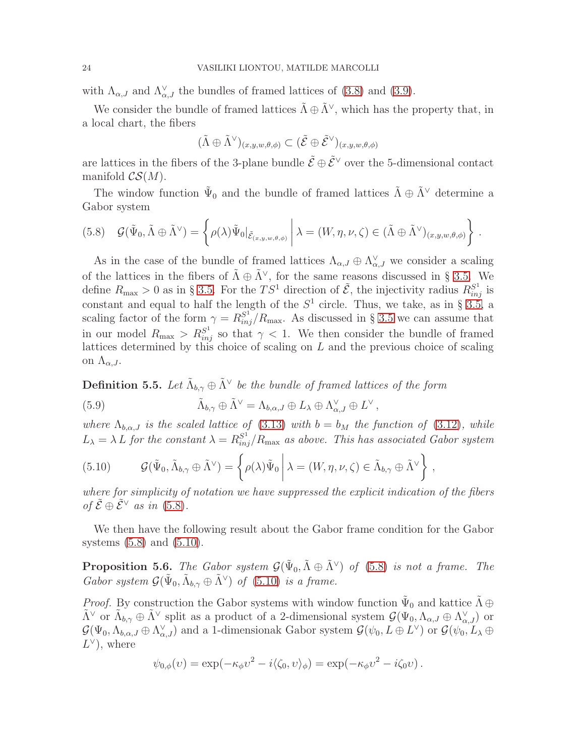with $\Lambda_{\alpha,J}$ and $\Lambda^\vee_{\alpha,J}$ the bundles of framed lattices of (3.8) and (3.9).

We consider the bundle of framed lattices $\tilde\Lambda \oplus \tilde\Lambda^\vee$, which has the property that, in a local chart, the fibers

$$(\tilde\Lambda \oplus \tilde\Lambda^\vee)_{(x,y,w,\theta,\phi)} \subset (\tilde{\mathcal{E}} \oplus \tilde{\mathcal{E}}^\vee)_{(x,y,w,\theta,\phi)}$$

are lattices in the fibers of the 3-plane bundle $\tilde{\mathcal{E}} \oplus \tilde{\mathcal{E}}^\vee$ over the 5-dimensional contact manifold $\mathcal{CS}(M)$.

The window function $\tilde\Psi_0$ and the bundle of framed lattices $\tilde\Lambda \oplus \tilde\Lambda^\vee$ determine a Gabor system

$$\mathcal{G}(\tilde\Psi_0, \tilde\Lambda \oplus \tilde\Lambda^\vee) = \left\{ \rho(\lambda)\tilde\Psi_0|_{\tilde{\mathcal{E}}_{(x,y,w,\theta,\phi)}} \,\middle|\, \lambda = (W,\eta,\nu,\zeta) \in (\tilde\Lambda \oplus \tilde\Lambda^\vee)_{(x,y,w,\theta,\phi)} \right\}. \tag{5.8}$$

As in the case of the bundle of framed lattices $\Lambda_{\alpha,J} \oplus \Lambda^\vee_{\alpha,J}$ we consider a scaling of the lattices in the fibers of $\tilde\Lambda \oplus \tilde\Lambda^\vee$, for the same reasons discussed in § 3.5. We define $R_{\max} > 0$ as in § 3.5. For the $TS^1$ direction of $\tilde{\mathcal{E}}$, the injectivity radius $R^{S^1}_{inj}$ is constant and equal to half the length of the $S^1$ circle. Thus, we take, as in § 3.5, a scaling factor of the form $\gamma = R^{S^1}_{inj}/R_{\max}$. As discussed in § 3.5 we can assume that in our model $R_{\max} > R^{S^1}_{inj}$ so that $\gamma < 1$. We then consider the bundle of framed lattices determined by this choice of scaling on $L$ and the previous choice of scaling on $\Lambda_{\alpha,J}$.

**Definition 5.5.** *Let $\tilde\Lambda_{b,\gamma} \oplus \tilde\Lambda^\vee$ be the bundle of framed lattices of the form*

$$\tilde\Lambda_{b,\gamma} \oplus \tilde\Lambda^\vee = \Lambda_{b,\alpha,J} \oplus L_\lambda \oplus \Lambda^\vee_{\alpha,J} \oplus L^\vee, \tag{5.9}$$

*where $\Lambda_{b,\alpha,J}$ is the scaled lattice of (3.13) with $b = b_M$ the function of (3.12), while $L_\lambda = \lambda L$ for the constant $\lambda = R^{S^1}_{inj}/R_{\max}$ as above. This has associated Gabor system*

$$\mathcal{G}(\tilde\Psi_0, \tilde\Lambda_{b,\gamma} \oplus \tilde\Lambda^\vee) = \left\{ \rho(\lambda)\tilde\Psi_0 \,\middle|\, \lambda = (W,\eta,\nu,\zeta) \in \tilde\Lambda_{b,\gamma} \oplus \tilde\Lambda^\vee \right\}, \tag{5.10}$$

*where for simplicity of notation we have suppressed the explicit indication of the fibers of $\tilde{\mathcal{E}} \oplus \tilde{\mathcal{E}}^\vee$ as in (5.8).*

We then have the following result about the Gabor frame condition for the Gabor systems (5.8) and (5.10).

**Proposition 5.6.** *The Gabor system $\mathcal{G}(\tilde\Psi_0, \tilde\Lambda \oplus \tilde\Lambda^\vee)$ of (5.8) is not a frame. The Gabor system $\mathcal{G}(\tilde\Psi_0, \tilde\Lambda_{b,\gamma} \oplus \tilde\Lambda^\vee)$ of (5.10) is a frame.*

*Proof.* By construction the Gabor systems with window function $\tilde\Psi_0$ and kattice $\tilde\Lambda \oplus \tilde\Lambda^\vee$ or $\tilde\Lambda_{b,\gamma} \oplus \tilde\Lambda^\vee$ split as a product of a 2-dimensional system $\mathcal{G}(\Psi_0, \Lambda_{\alpha,J} \oplus \Lambda^\vee_{\alpha,J})$ or $\mathcal{G}(\Psi_0, \Lambda_{b,\alpha,J} \oplus \Lambda^\vee_{\alpha,J})$ and a 1-dimensionak Gabor system $\mathcal{G}(\psi_0, L \oplus L^\vee)$ or $\mathcal{G}(\psi_0, L_\lambda \oplus L^\vee)$, where

$$\psi_{0,\phi}(\upsilon) = \exp(-\kappa_\phi \upsilon^2 - i\langle \zeta_0, \upsilon\rangle_\phi) = \exp(-\kappa_\phi \upsilon^2 - i\zeta_0 \upsilon).$$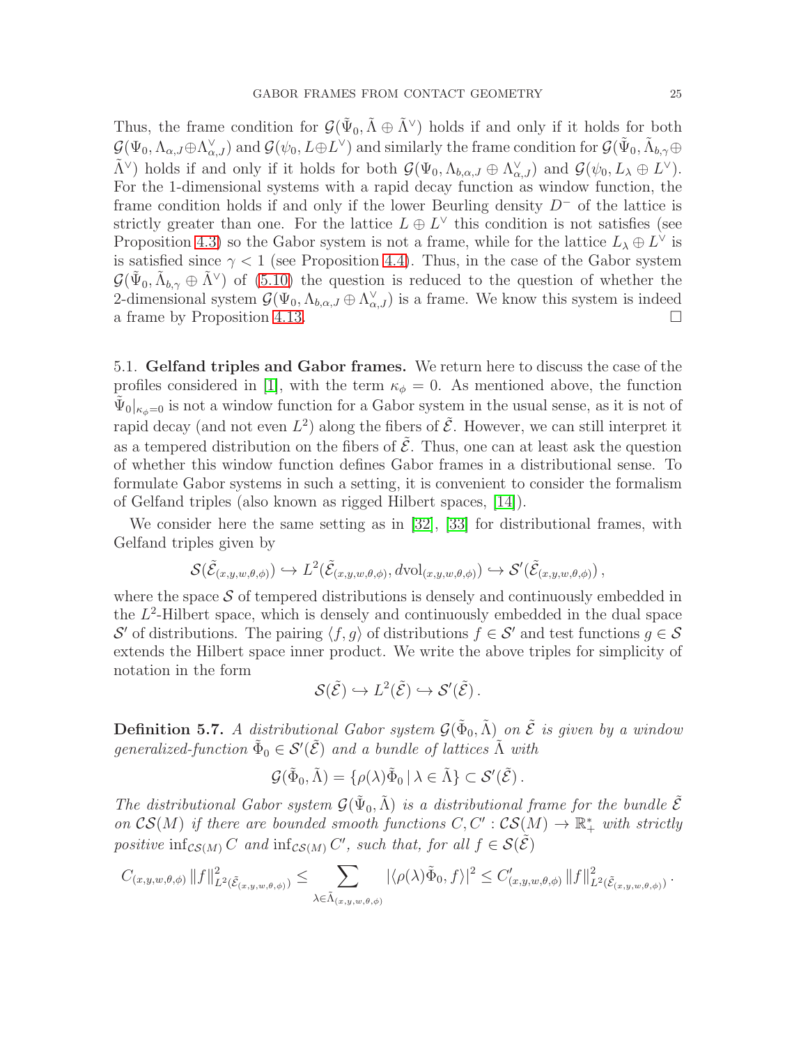Thus, the frame condition for $\mathcal{G}(\tilde{\Psi}_0, \tilde{\Lambda} \oplus \tilde{\Lambda}^\vee)$ holds if and only if it holds for both $\mathcal{G}(\Psi_0, \Lambda_{\alpha,J} \oplus \Lambda^\vee_{\alpha,J})$ and $\mathcal{G}(\psi_0, L \oplus L^\vee)$ and similarly the frame condition for $\mathcal{G}(\tilde{\Psi}_0, \tilde{\Lambda}_{b,\gamma} \oplus \tilde{\Lambda}^\vee)$ holds if and only if it holds for both $\mathcal{G}(\Psi_0, \Lambda_{b,\alpha,J} \oplus \Lambda^\vee_{\alpha,J})$ and $\mathcal{G}(\psi_0, L_\lambda \oplus L^\vee)$. For the 1-dimensional systems with a rapid decay function as window function, the frame condition holds if and only if the lower Beurling density $D^-$ of the lattice is strictly greater than one. For the lattice $L \oplus L^\vee$ this condition is not satisfies (see Proposition 4.3) so the Gabor system is not a frame, while for the lattice $L_\lambda \oplus L^\vee$ is is satisfied since $\gamma < 1$ (see Proposition 4.4). Thus, in the case of the Gabor system $\mathcal{G}(\tilde{\Psi}_0, \tilde{\Lambda}_{b,\gamma} \oplus \tilde{\Lambda}^\vee)$ of (5.10) the question is reduced to the question of whether the 2-dimensional system $\mathcal{G}(\Psi_0, \Lambda_{b,\alpha,J} \oplus \Lambda^\vee_{\alpha,J})$ is a frame. We know this system is indeed a frame by Proposition 4.13. □

5.1. **Gelfand triples and Gabor frames.** We return here to discuss the case of the profiles considered in [1], with the term $\kappa_\phi = 0$. As mentioned above, the function $\tilde{\Psi}_0|_{\kappa_\phi=0}$ is not a window function for a Gabor system in the usual sense, as it is not of rapid decay (and not even $L^2$) along the fibers of $\tilde{\mathcal{E}}$. However, we can still interpret it as a tempered distribution on the fibers of $\tilde{\mathcal{E}}$. Thus, one can at least ask the question of whether this window function defines Gabor frames in a distributional sense. To formulate Gabor systems in such a setting, it is convenient to consider the formalism of Gelfand triples (also known as rigged Hilbert spaces, [14]).

We consider here the same setting as in [32], [33] for distributional frames, with Gelfand triples given by

$$\mathcal{S}(\tilde{\mathcal{E}}_{(x,y,w,\theta,\phi)}) \hookrightarrow L^2(\tilde{\mathcal{E}}_{(x,y,w,\theta,\phi)}, d\mathrm{vol}_{(x,y,w,\theta,\phi)}) \hookrightarrow \mathcal{S}'(\tilde{\mathcal{E}}_{(x,y,w,\theta,\phi)}),$$

where the space $\mathcal{S}$ of tempered distributions is densely and continuously embedded in the $L^2$-Hilbert space, which is densely and continuously embedded in the dual space $\mathcal{S}'$ of distributions. The pairing $\langle f, g\rangle$ of distributions $f \in \mathcal{S}'$ and test functions $g \in \mathcal{S}$ extends the Hilbert space inner product. We write the above triples for simplicity of notation in the form

$$\mathcal{S}(\tilde{\mathcal{E}}) \hookrightarrow L^2(\tilde{\mathcal{E}}) \hookrightarrow \mathcal{S}'(\tilde{\mathcal{E}}).$$

**Definition 5.7.** *A distributional Gabor system $\mathcal{G}(\tilde{\Phi}_0, \tilde{\Lambda})$ on $\tilde{\mathcal{E}}$ is given by a window generalized-function $\tilde{\Phi}_0 \in \mathcal{S}'(\tilde{\mathcal{E}})$ and a bundle of lattices $\tilde{\Lambda}$ with*

$$\mathcal{G}(\tilde{\Phi}_0, \tilde{\Lambda}) = \{\rho(\lambda)\tilde{\Phi}_0 \,|\, \lambda \in \tilde{\Lambda}\} \subset \mathcal{S}'(\tilde{\mathcal{E}}).$$

*The distributional Gabor system $\mathcal{G}(\tilde{\Psi}_0, \tilde{\Lambda})$ is a distributional frame for the bundle $\tilde{\mathcal{E}}$ on $\mathcal{CS}(M)$ if there are bounded smooth functions $C, C' : \mathcal{CS}(M) \to \mathbb{R}^*_+$ with strictly positive $\inf_{\mathcal{CS}(M)} C$ and $\inf_{\mathcal{CS}(M)} C'$, such that, for all $f \in \mathcal{S}(\tilde{\mathcal{E}})$*

$$C_{(x,y,w,\theta,\phi)} \, \|f\|^2_{L^2(\tilde{\mathcal{E}}_{(x,y,w,\theta,\phi)})} \le \sum_{\lambda \in \tilde{\Lambda}_{(x,y,w,\theta,\phi)}} |\langle \rho(\lambda)\tilde{\Phi}_0, f\rangle|^2 \le C'_{(x,y,w,\theta,\phi)} \, \|f\|^2_{L^2(\tilde{\mathcal{E}}_{(x,y,w,\theta,\phi)})}.$$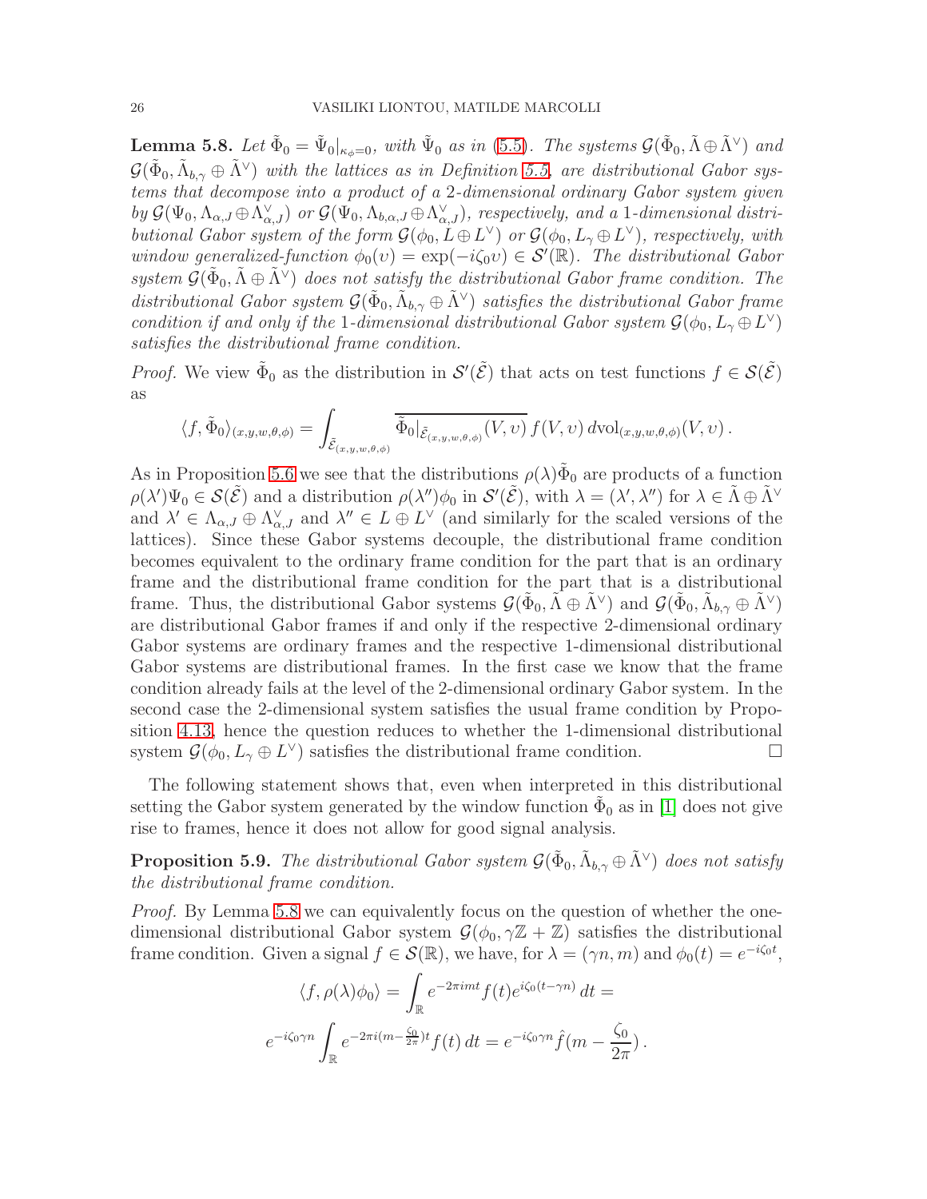**Lemma 5.8.** *Let $\tilde{\Phi}_0 = \tilde{\Psi}_0|_{\kappa_\phi=0}$, with $\tilde{\Psi}_0$ as in (5.5). The systems $\mathcal{G}(\tilde{\Phi}_0, \tilde{\Lambda} \oplus \tilde{\Lambda}^\vee)$ and $\mathcal{G}(\tilde{\Phi}_0, \tilde{\Lambda}_{b,\gamma} \oplus \tilde{\Lambda}^\vee)$ with the lattices as in Definition 5.5, are distributional Gabor systems that decompose into a product of a 2-dimensional ordinary Gabor system given by $\mathcal{G}(\Psi_0, \Lambda_{\alpha,J} \oplus \Lambda^\vee_{\alpha,J})$ or $\mathcal{G}(\Psi_0, \Lambda_{b,\alpha,J} \oplus \Lambda^\vee_{\alpha,J})$, respectively, and a 1-dimensional distributional Gabor system of the form $\mathcal{G}(\phi_0, L \oplus L^\vee)$ or $\mathcal{G}(\phi_0, L_\gamma \oplus L^\vee)$, respectively, with window generalized-function $\phi_0(\upsilon) = \exp(-i\zeta_0 \upsilon) \in \mathcal{S}'(\mathbb{R})$. The distributional Gabor system $\mathcal{G}(\tilde{\Phi}_0, \tilde{\Lambda} \oplus \tilde{\Lambda}^\vee)$ does not satisfy the distributional Gabor frame condition. The distributional Gabor system $\mathcal{G}(\tilde{\Phi}_0, \tilde{\Lambda}_{b,\gamma} \oplus \tilde{\Lambda}^\vee)$ satisfies the distributional Gabor frame condition if and only if the 1-dimensional distributional Gabor system $\mathcal{G}(\phi_0, L_\gamma \oplus L^\vee)$ satisfies the distributional frame condition.*

*Proof.* We view $\tilde{\Phi}_0$ as the distribution in $\mathcal{S}'(\tilde{\mathcal{E}})$ that acts on test functions $f \in \mathcal{S}(\tilde{\mathcal{E}})$ as

$$\langle f, \tilde{\Phi}_0 \rangle_{(x,y,w,\theta,\phi)} = \int_{\tilde{\mathcal{E}}_{(x,y,w,\theta,\phi)}} \overline{\tilde{\Phi}_0|_{\tilde{\mathcal{E}}_{(x,y,w,\theta,\phi)}}(V,\upsilon)}\, f(V,\upsilon)\, d\mathrm{vol}_{(x,y,w,\theta,\phi)}(V,\upsilon)\,.$$

As in Proposition 5.6 we see that the distributions $\rho(\lambda)\tilde{\Phi}_0$ are products of a function $\rho(\lambda')\Psi_0 \in \mathcal{S}(\tilde{\mathcal{E}})$ and a distribution $\rho(\lambda'')\phi_0$ in $\mathcal{S}'(\tilde{\mathcal{E}})$, with $\lambda = (\lambda', \lambda'')$ for $\lambda \in \tilde{\Lambda} \oplus \tilde{\Lambda}^\vee$ and $\lambda' \in \Lambda_{\alpha,J} \oplus \Lambda^\vee_{\alpha,J}$ and $\lambda'' \in L \oplus L^\vee$ (and similarly for the scaled versions of the lattices). Since these Gabor systems decouple, the distributional frame condition becomes equivalent to the ordinary frame condition for the part that is an ordinary frame and the distributional frame condition for the part that is a distributional frame. Thus, the distributional Gabor systems $\mathcal{G}(\tilde{\Phi}_0, \tilde{\Lambda} \oplus \tilde{\Lambda}^\vee)$ and $\mathcal{G}(\tilde{\Phi}_0, \tilde{\Lambda}_{b,\gamma} \oplus \tilde{\Lambda}^\vee)$ are distributional Gabor frames if and only if the respective 2-dimensional ordinary Gabor systems are ordinary frames and the respective 1-dimensional distributional Gabor systems are distributional frames. In the first case we know that the frame condition already fails at the level of the 2-dimensional ordinary Gabor system. In the second case the 2-dimensional system satisfies the usual frame condition by Proposition 4.13, hence the question reduces to whether the 1-dimensional distributional system $\mathcal{G}(\phi_0, L_\gamma \oplus L^\vee)$ satisfies the distributional frame condition. $\square$

The following statement shows that, even when interpreted in this distributional setting the Gabor system generated by the window function $\tilde{\Phi}_0$ as in [1] does not give rise to frames, hence it does not allow for good signal analysis.

**Proposition 5.9.** *The distributional Gabor system $\mathcal{G}(\tilde{\Phi}_0, \tilde{\Lambda}_{b,\gamma} \oplus \tilde{\Lambda}^\vee)$ does not satisfy the distributional frame condition.*

*Proof.* By Lemma 5.8 we can equivalently focus on the question of whether the one-dimensional distributional Gabor system $\mathcal{G}(\phi_0, \gamma\mathbb{Z} + \mathbb{Z})$ satisfies the distributional frame condition. Given a signal $f \in \mathcal{S}(\mathbb{R})$, we have, for $\lambda = (\gamma n, m)$ and $\phi_0(t) = e^{-i\zeta_0 t}$,

$$\langle f, \rho(\lambda)\phi_0 \rangle = \int_{\mathbb{R}} e^{-2\pi i m t} f(t) e^{i\zeta_0(t-\gamma n)}\, dt =$$

$$e^{-i\zeta_0\gamma n} \int_{\mathbb{R}} e^{-2\pi i (m - \frac{\zeta_0}{2\pi})t} f(t)\, dt = e^{-i\zeta_0\gamma n} \hat{f}(m - \frac{\zeta_0}{2\pi})\,.$$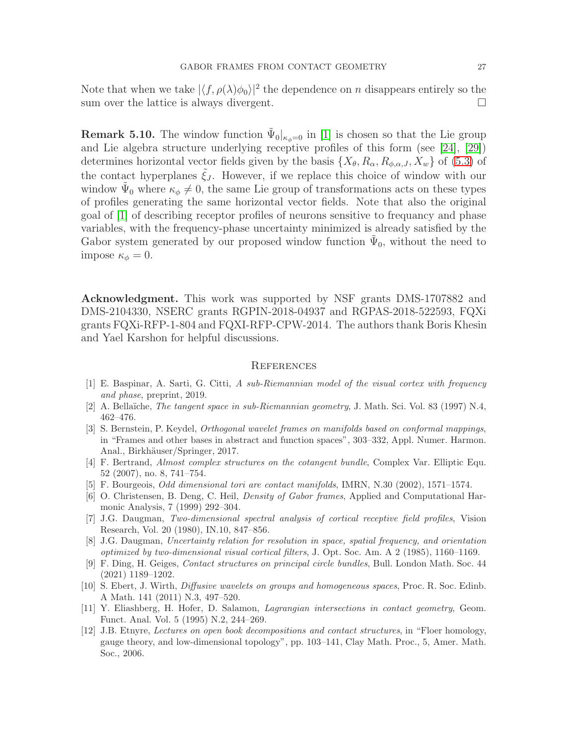Note that when we take $|\langle f, \rho(\lambda)\phi_0\rangle|^2$ the dependence on $n$ disappears entirely so the sum over the lattice is always divergent. $\square$

**Remark 5.10.** The window function $\tilde{\Psi}_0|_{\kappa_\phi=0}$ in [1] is chosen so that the Lie group and Lie algebra structure underlying receptive profiles of this form (see [24], [29]) determines horizontal vector fields given by the basis $\{X_\theta, R_\alpha, R_{\phi,\alpha,J}, X_w\}$ of (5.3) of the contact hyperplanes $\tilde{\xi}_J$. However, if we replace this choice of window with our window $\tilde{\Psi}_0$ where $\kappa_\phi \neq 0$, the same Lie group of transformations acts on these types of profiles generating the same horizontal vector fields. Note that also the original goal of [1] of describing receptor profiles of neurons sensitive to frequancy and phase variables, with the frequency-phase uncertainty minimized is already satisfied by the Gabor system generated by our proposed window function $\tilde{\Psi}_0$, without the need to impose $\kappa_\phi = 0$.

**Acknowledgment.** This work was supported by NSF grants DMS-1707882 and DMS-2104330, NSERC grants RGPIN-2018-04937 and RGPAS-2018-522593, FQXi grants FQXi-RFP-1-804 and FQXI-RFP-CPW-2014. The authors thank Boris Khesin and Yael Karshon for helpful discussions.

## References

[1] E. Baspinar, A. Sarti, G. Citti, *A sub-Riemannian model of the visual cortex with frequency and phase*, preprint, 2019.

[2] A. Bellaïche, *The tangent space in sub-Riemannian geometry*, J. Math. Sci. Vol. 83 (1997) N.4, 462–476.

[3] S. Bernstein, P. Keydel, *Orthogonal wavelet frames on manifolds based on conformal mappings*, in "Frames and other bases in abstract and function spaces", 303–332, Appl. Numer. Harmon. Anal., Birkhäuser/Springer, 2017.

[4] F. Bertrand, *Almost complex structures on the cotangent bundle*, Complex Var. Elliptic Equ. 52 (2007), no. 8, 741–754.

[5] F. Bourgeois, *Odd dimensional tori are contact manifolds*, IMRN, N.30 (2002), 1571–1574.

[6] O. Christensen, B. Deng, C. Heil, *Density of Gabor frames*, Applied and Computational Harmonic Analysis, 7 (1999) 292–304.

[7] J.G. Daugman, *Two-dimensional spectral analysis of cortical receptive field profiles*, Vision Research, Vol. 20 (1980), IN.10, 847–856.

[8] J.G. Daugman, *Uncertainty relation for resolution in space, spatial frequency, and orientation optimized by two-dimensional visual cortical filters*, J. Opt. Soc. Am. A 2 (1985), 1160–1169.

[9] F. Ding, H. Geiges, *Contact structures on principal circle bundles*, Bull. London Math. Soc. 44 (2021) 1189–1202.

[10] S. Ebert, J. Wirth, *Diffusive wavelets on groups and homogeneous spaces*, Proc. R. Soc. Edinb. A Math. 141 (2011) N.3, 497–520.

[11] Y. Eliashberg, H. Hofer, D. Salamon, *Lagrangian intersections in contact geometry*, Geom. Funct. Anal. Vol. 5 (1995) N.2, 244–269.

[12] J.B. Etnyre, *Lectures on open book decompositions and contact structures*, in "Floer homology, gauge theory, and low-dimensional topology", pp. 103–141, Clay Math. Proc., 5, Amer. Math. Soc., 2006.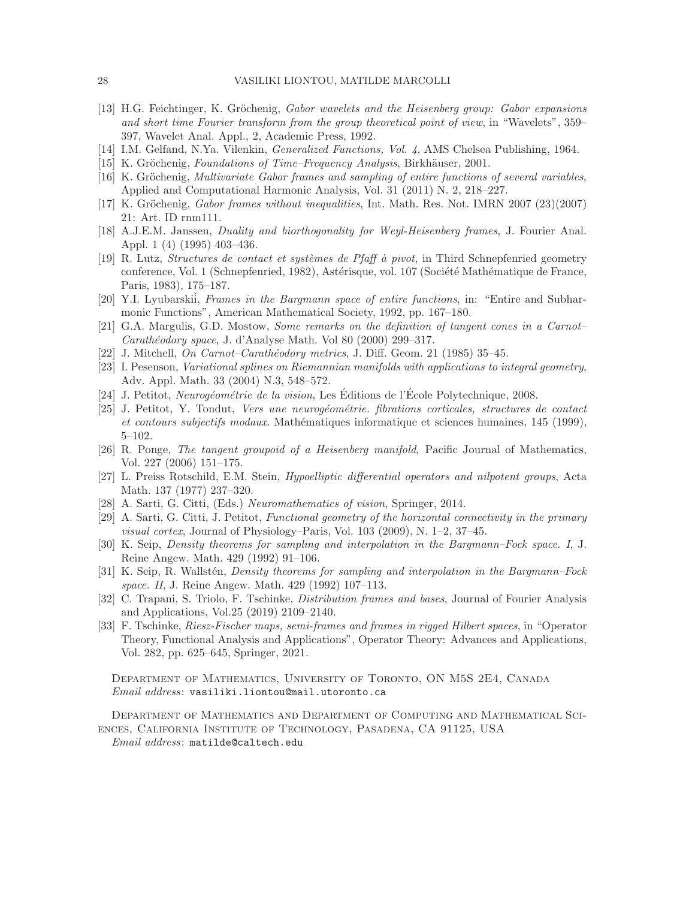[13] H.G. Feichtinger, K. Gröchenig, *Gabor wavelets and the Heisenberg group: Gabor expansions and short time Fourier transform from the group theoretical point of view*, in "Wavelets", 359–397, Wavelet Anal. Appl., 2, Academic Press, 1992.

[14] I.M. Gelfand, N.Ya. Vilenkin, *Generalized Functions, Vol. 4*, AMS Chelsea Publishing, 1964.

[15] K. Gröchenig, *Foundations of Time–Frequency Analysis*, Birkhäuser, 2001.

[16] K. Gröchenig, *Multivariate Gabor frames and sampling of entire functions of several variables*, Applied and Computational Harmonic Analysis, Vol. 31 (2011) N. 2, 218–227.

[17] K. Gröchenig, *Gabor frames without inequalities*, Int. Math. Res. Not. IMRN 2007 (23)(2007) 21: Art. ID rnm111.

[18] A.J.E.M. Janssen, *Duality and biorthogonality for Weyl-Heisenberg frames*, J. Fourier Anal. Appl. 1 (4) (1995) 403–436.

[19] R. Lutz, *Structures de contact et systèmes de Pfaff à pivot*, in Third Schnepfenried geometry conference, Vol. 1 (Schnepfenried, 1982), Astérisque, vol. 107 (Société Mathématique de France, Paris, 1983), 175–187.

[20] Y.I. Lyubarskiĭ, *Frames in the Bargmann space of entire functions*, in: "Entire and Subharmonic Functions", American Mathematical Society, 1992, pp. 167–180.

[21] G.A. Margulis, G.D. Mostow, *Some remarks on the definition of tangent cones in a Carnot–Carathéodory space*, J. d'Analyse Math. Vol 80 (2000) 299–317.

[22] J. Mitchell, *On Carnot–Carathéodory metrics*, J. Diff. Geom. 21 (1985) 35–45.

[23] I. Pesenson, *Variational splines on Riemannian manifolds with applications to integral geometry*, Adv. Appl. Math. 33 (2004) N.3, 548–572.

[24] J. Petitot, *Neurogéométrie de la vision*, Les Éditions de l'École Polytechnique, 2008.

[25] J. Petitot, Y. Tondut, *Vers une neurogéométrie. fibrations corticales, structures de contact et contours subjectifs modaux*. Mathématiques informatique et sciences humaines, 145 (1999), 5–102.

[26] R. Ponge, *The tangent groupoid of a Heisenberg manifold*, Pacific Journal of Mathematics, Vol. 227 (2006) 151–175.

[27] L. Preiss Rotschild, E.M. Stein, *Hypoelliptic differential operators and nilpotent groups*, Acta Math. 137 (1977) 237–320.

[28] A. Sarti, G. Citti, (Eds.) *Neuromathematics of vision*, Springer, 2014.

[29] A. Sarti, G. Citti, J. Petitot, *Functional geometry of the horizontal connectivity in the primary visual cortex*, Journal of Physiology–Paris, Vol. 103 (2009), N. 1–2, 37–45.

[30] K. Seip, *Density theorems for sampling and interpolation in the Bargmann–Fock space. I*, J. Reine Angew. Math. 429 (1992) 91–106.

[31] K. Seip, R. Wallstén, *Density theorems for sampling and interpolation in the Bargmann–Fock space. II*, J. Reine Angew. Math. 429 (1992) 107–113.

[32] C. Trapani, S. Triolo, F. Tschinke, *Distribution frames and bases*, Journal of Fourier Analysis and Applications, Vol.25 (2019) 2109–2140.

[33] F. Tschinke, *Riesz-Fischer maps, semi-frames and frames in rigged Hilbert spaces*, in "Operator Theory, Functional Analysis and Applications", Operator Theory: Advances and Applications, Vol. 282, pp. 625–645, Springer, 2021.

Department of Mathematics, University of Toronto, ON M5S 2E4, Canada
*Email address*: vasiliki.liontou@mail.utoronto.ca

Department of Mathematics and Department of Computing and Mathematical Sciences, California Institute of Technology, Pasadena, CA 91125, USA
*Email address*: matilde@caltech.edu